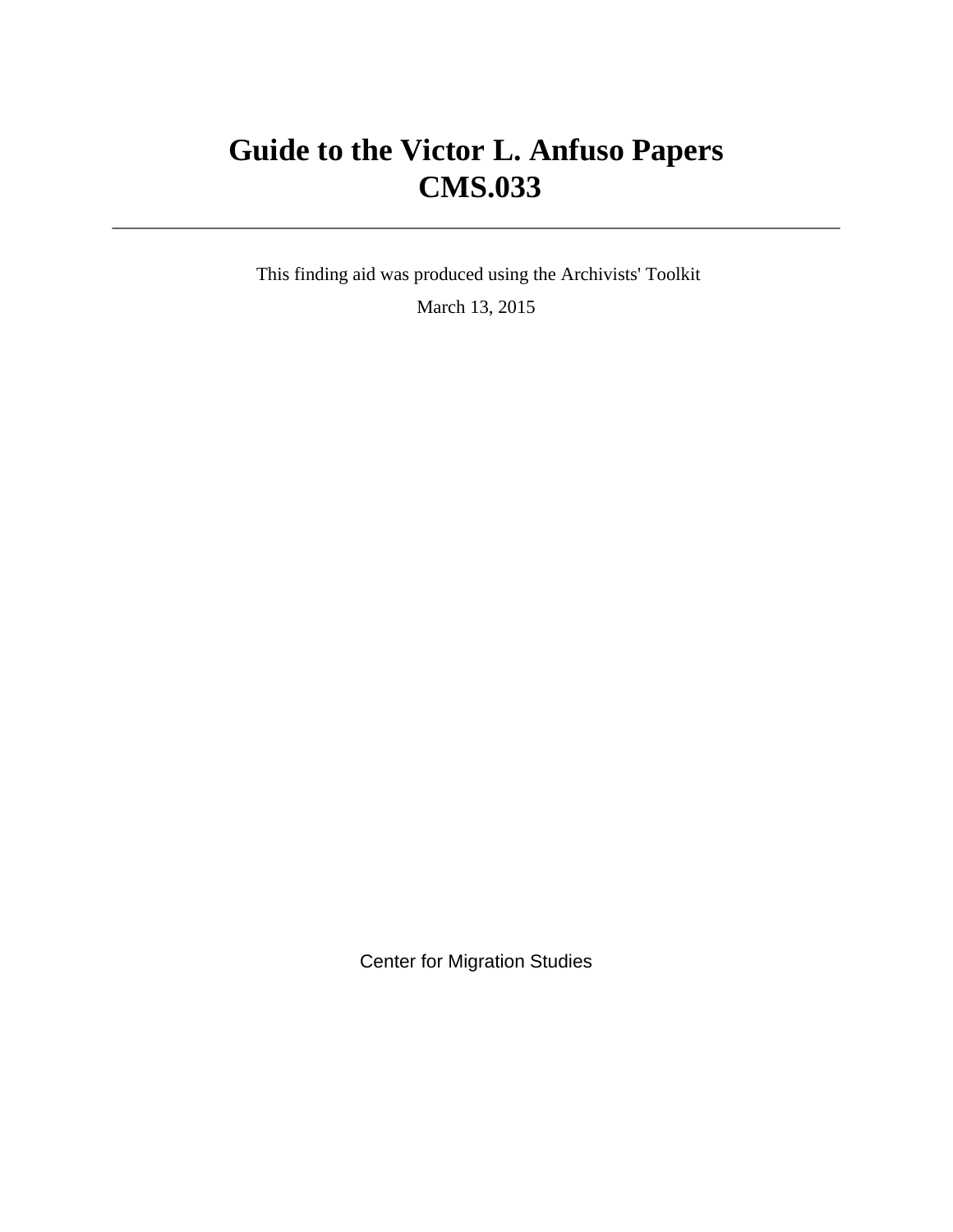# Guide to the Victor L. Anfuso Papers
# CMS.033

---

This finding aid was produced using the Archivists' Toolkit

March 13, 2015

Center for Migration Studies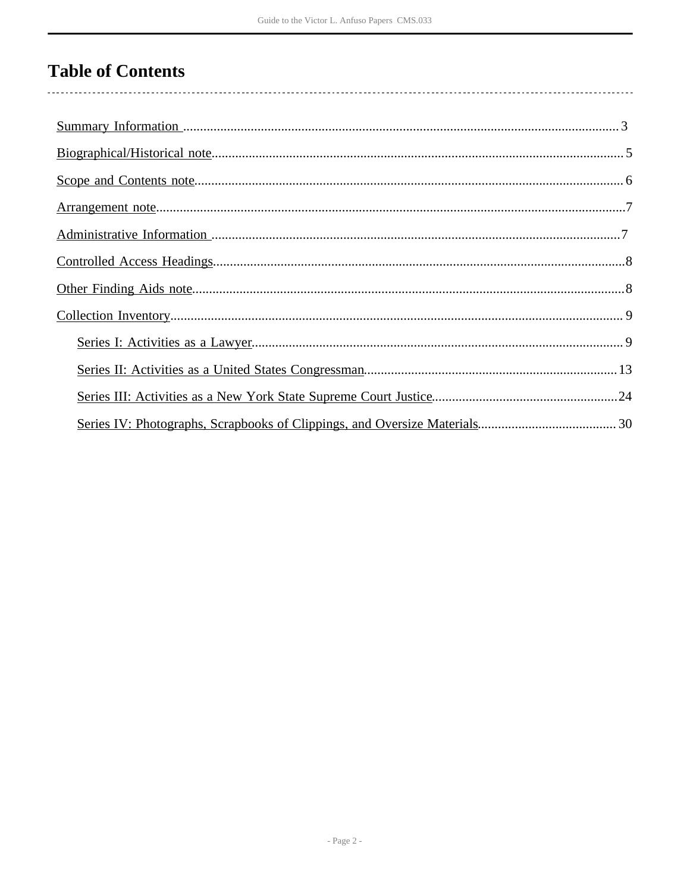# Table of Contents

- Summary Information .................................................................................................... 3
- Biographical/Historical note............................................................................................ 5
- Scope and Contents note................................................................................................ 6
- Arrangement note.......................................................................................................... 7
- Administrative Information ............................................................................................ 7
- Controlled Access Headings........................................................................................... 8
- Other Finding Aids note.................................................................................................. 8
- Collection Inventory....................................................................................................... 9
  - Series I: Activities as a Lawyer.................................................................................. 9
  - Series II: Activities as a United States Congressman.................................................. 13
  - Series III: Activities as a New York State Supreme Court Justice................................ 24
  - Series IV: Photographs, Scrapbooks of Clippings, and Oversize Materials.................... 30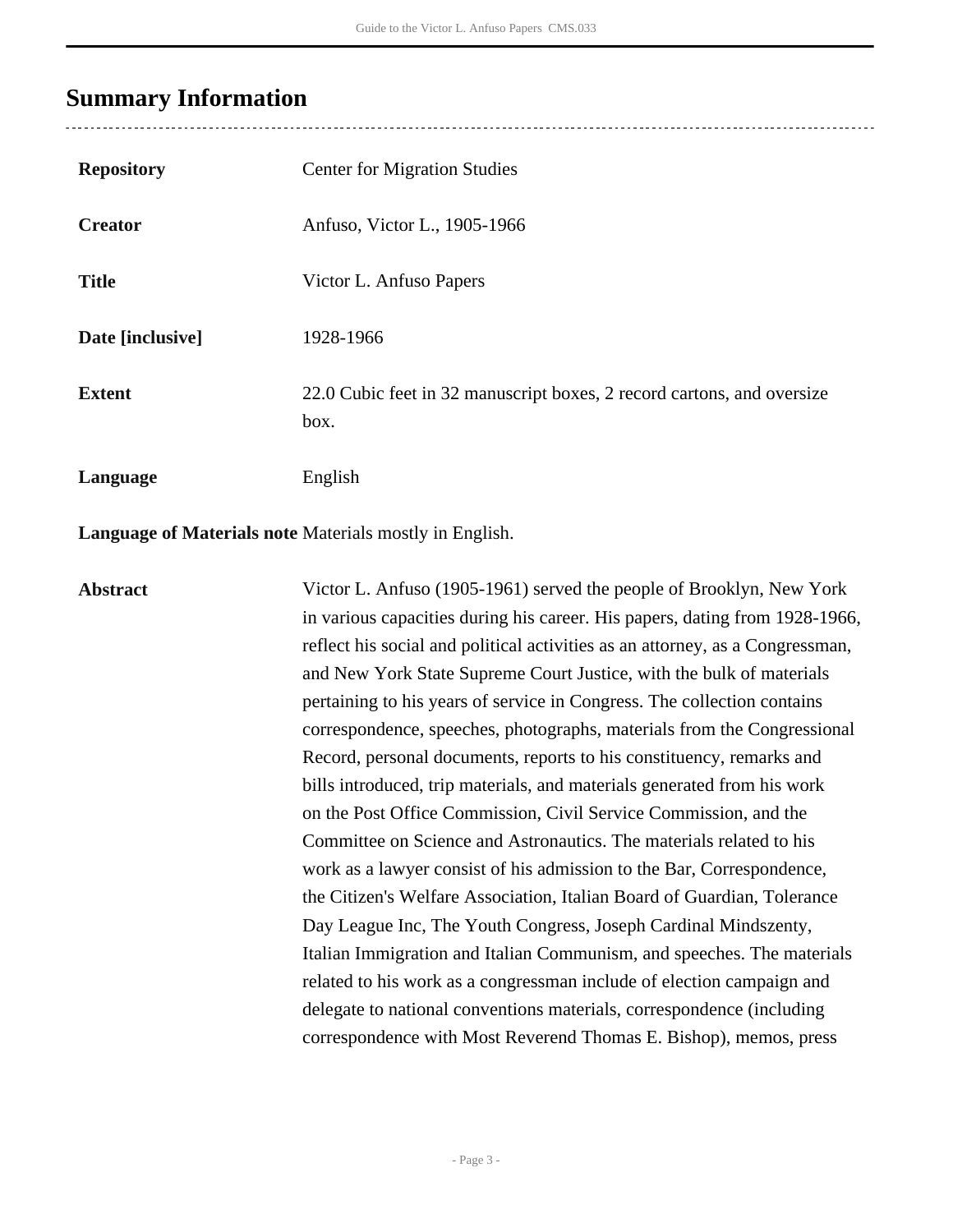# Summary Information

| | |
|---|---|
| **Repository** | Center for Migration Studies |
| **Creator** | Anfuso, Victor L., 1905-1966 |
| **Title** | Victor L. Anfuso Papers |
| **Date [inclusive]** | 1928-1966 |
| **Extent** | 22.0 Cubic feet in 32 manuscript boxes, 2 record cartons, and oversize box. |
| **Language** | English |
| **Language of Materials note** | Materials mostly in English. |
| **Abstract** | Victor L. Anfuso (1905-1961) served the people of Brooklyn, New York in various capacities during his career. His papers, dating from 1928-1966, reflect his social and political activities as an attorney, as a Congressman, and New York State Supreme Court Justice, with the bulk of materials pertaining to his years of service in Congress. The collection contains correspondence, speeches, photographs, materials from the Congressional Record, personal documents, reports to his constituency, remarks and bills introduced, trip materials, and materials generated from his work on the Post Office Commission, Civil Service Commission, and the Committee on Science and Astronautics. The materials related to his work as a lawyer consist of his admission to the Bar, Correspondence, the Citizen's Welfare Association, Italian Board of Guardian, Tolerance Day League Inc, The Youth Congress, Joseph Cardinal Mindszenty, Italian Immigration and Italian Communism, and speeches. The materials related to his work as a congressman include of election campaign and delegate to national conventions materials, correspondence (including correspondence with Most Reverend Thomas E. Bishop), memos, press |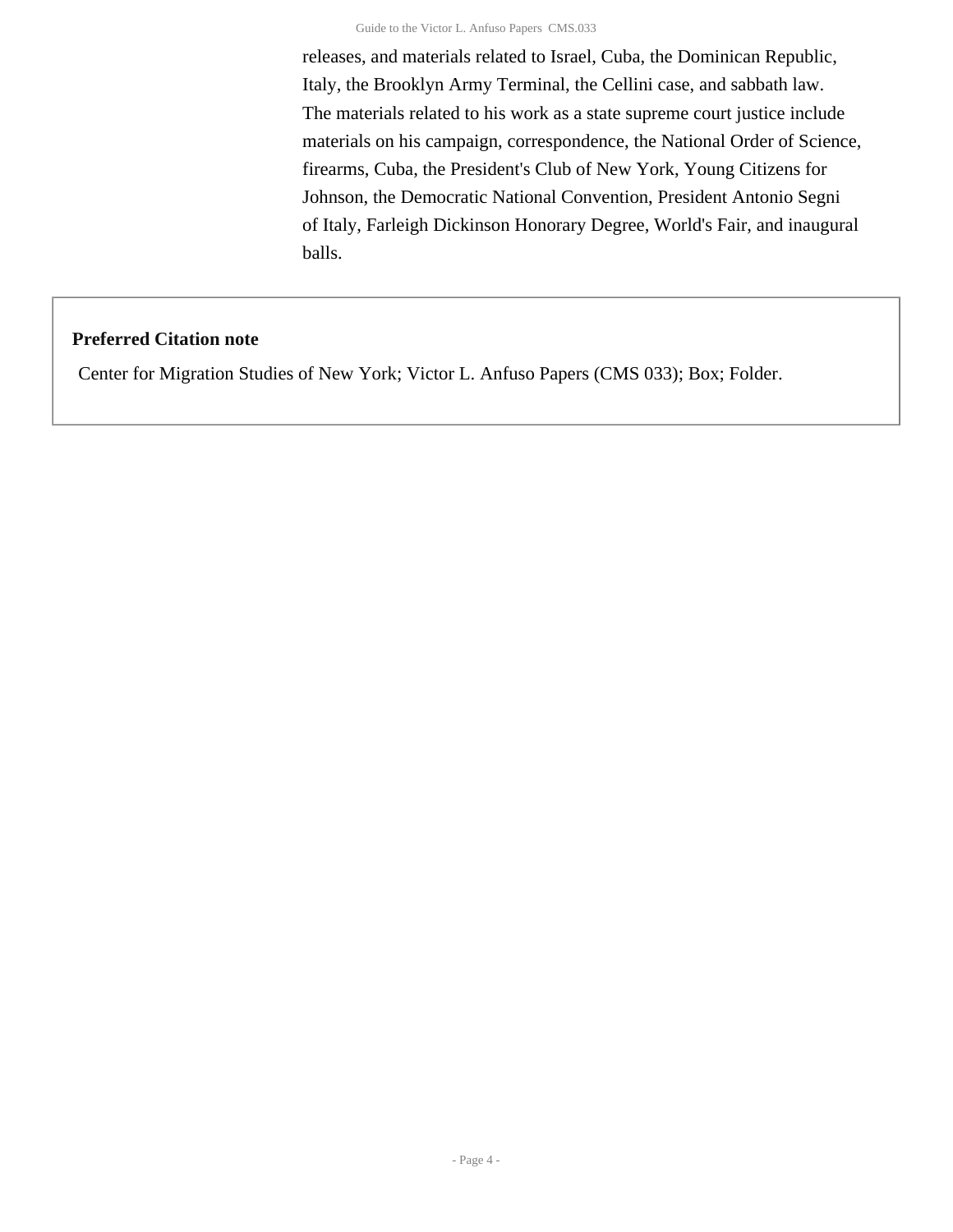releases, and materials related to Israel, Cuba, the Dominican Republic, Italy, the Brooklyn Army Terminal, the Cellini case, and sabbath law. The materials related to his work as a state supreme court justice include materials on his campaign, correspondence, the National Order of Science, firearms, Cuba, the President's Club of New York, Young Citizens for Johnson, the Democratic National Convention, President Antonio Segni of Italy, Farleigh Dickinson Honorary Degree, World's Fair, and inaugural balls.

**Preferred Citation note**

Center for Migration Studies of New York; Victor L. Anfuso Papers (CMS 033); Box; Folder.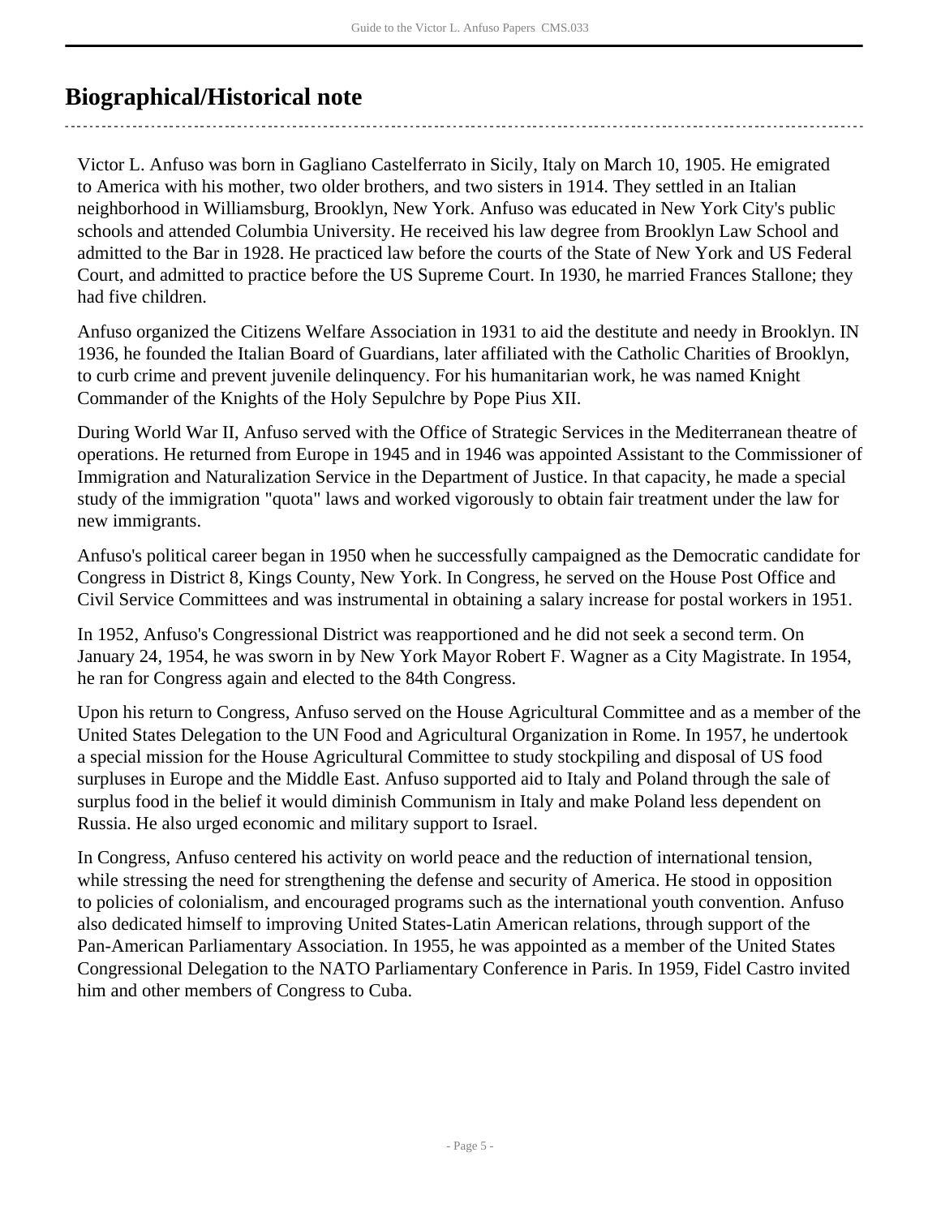## Biographical/Historical note

Victor L. Anfuso was born in Gagliano Castelferrato in Sicily, Italy on March 10, 1905. He emigrated to America with his mother, two older brothers, and two sisters in 1914. They settled in an Italian neighborhood in Williamsburg, Brooklyn, New York. Anfuso was educated in New York City's public schools and attended Columbia University. He received his law degree from Brooklyn Law School and admitted to the Bar in 1928. He practiced law before the courts of the State of New York and US Federal Court, and admitted to practice before the US Supreme Court. In 1930, he married Frances Stallone; they had five children.

Anfuso organized the Citizens Welfare Association in 1931 to aid the destitute and needy in Brooklyn. IN 1936, he founded the Italian Board of Guardians, later affiliated with the Catholic Charities of Brooklyn, to curb crime and prevent juvenile delinquency. For his humanitarian work, he was named Knight Commander of the Knights of the Holy Sepulchre by Pope Pius XII.

During World War II, Anfuso served with the Office of Strategic Services in the Mediterranean theatre of operations. He returned from Europe in 1945 and in 1946 was appointed Assistant to the Commissioner of Immigration and Naturalization Service in the Department of Justice. In that capacity, he made a special study of the immigration "quota" laws and worked vigorously to obtain fair treatment under the law for new immigrants.

Anfuso's political career began in 1950 when he successfully campaigned as the Democratic candidate for Congress in District 8, Kings County, New York. In Congress, he served on the House Post Office and Civil Service Committees and was instrumental in obtaining a salary increase for postal workers in 1951.

In 1952, Anfuso's Congressional District was reapportioned and he did not seek a second term. On January 24, 1954, he was sworn in by New York Mayor Robert F. Wagner as a City Magistrate. In 1954, he ran for Congress again and elected to the 84th Congress.

Upon his return to Congress, Anfuso served on the House Agricultural Committee and as a member of the United States Delegation to the UN Food and Agricultural Organization in Rome. In 1957, he undertook a special mission for the House Agricultural Committee to study stockpiling and disposal of US food surpluses in Europe and the Middle East. Anfuso supported aid to Italy and Poland through the sale of surplus food in the belief it would diminish Communism in Italy and make Poland less dependent on Russia. He also urged economic and military support to Israel.

In Congress, Anfuso centered his activity on world peace and the reduction of international tension, while stressing the need for strengthening the defense and security of America. He stood in opposition to policies of colonialism, and encouraged programs such as the international youth convention. Anfuso also dedicated himself to improving United States-Latin American relations, through support of the Pan-American Parliamentary Association. In 1955, he was appointed as a member of the United States Congressional Delegation to the NATO Parliamentary Conference in Paris. In 1959, Fidel Castro invited him and other members of Congress to Cuba.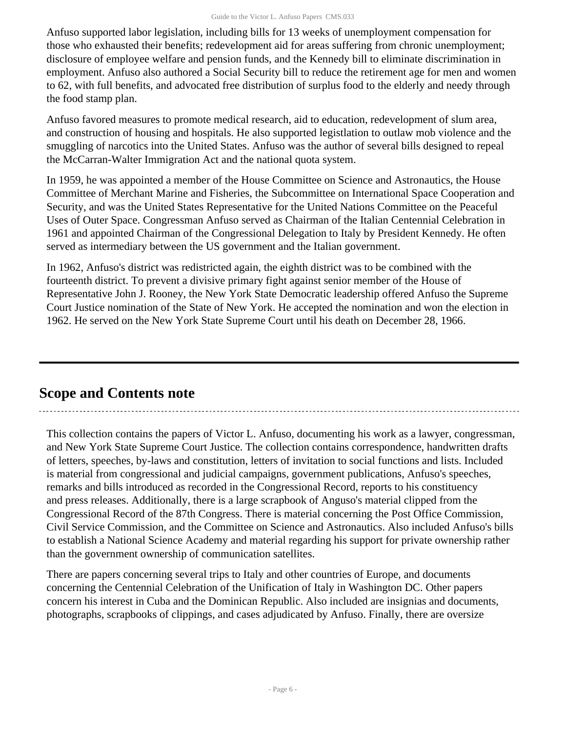Anfuso supported labor legislation, including bills for 13 weeks of unemployment compensation for those who exhausted their benefits; redevelopment aid for areas suffering from chronic unemployment; disclosure of employee welfare and pension funds, and the Kennedy bill to eliminate discrimination in employment. Anfuso also authored a Social Security bill to reduce the retirement age for men and women to 62, with full benefits, and advocated free distribution of surplus food to the elderly and needy through the food stamp plan.

Anfuso favored measures to promote medical research, aid to education, redevelopment of slum area, and construction of housing and hospitals. He also supported legistlation to outlaw mob violence and the smuggling of narcotics into the United States. Anfuso was the author of several bills designed to repeal the McCarran-Walter Immigration Act and the national quota system.

In 1959, he was appointed a member of the House Committee on Science and Astronautics, the House Committee of Merchant Marine and Fisheries, the Subcommittee on International Space Cooperation and Security, and was the United States Representative for the United Nations Committee on the Peaceful Uses of Outer Space. Congressman Anfuso served as Chairman of the Italian Centennial Celebration in 1961 and appointed Chairman of the Congressional Delegation to Italy by President Kennedy. He often served as intermediary between the US government and the Italian government.

In 1962, Anfuso's district was redistricted again, the eighth district was to be combined with the fourteenth district. To prevent a divisive primary fight against senior member of the House of Representative John J. Rooney, the New York State Democratic leadership offered Anfuso the Supreme Court Justice nomination of the State of New York. He accepted the nomination and won the election in 1962. He served on the New York State Supreme Court until his death on December 28, 1966.

## Scope and Contents note

This collection contains the papers of Victor L. Anfuso, documenting his work as a lawyer, congressman, and New York State Supreme Court Justice. The collection contains correspondence, handwritten drafts of letters, speeches, by-laws and constitution, letters of invitation to social functions and lists. Included is material from congressional and judicial campaigns, government publications, Anfuso's speeches, remarks and bills introduced as recorded in the Congressional Record, reports to his constituency and press releases. Additionally, there is a large scrapbook of Anguso's material clipped from the Congressional Record of the 87th Congress. There is material concerning the Post Office Commission, Civil Service Commission, and the Committee on Science and Astronautics. Also included Anfuso's bills to establish a National Science Academy and material regarding his support for private ownership rather than the government ownership of communication satellites.

There are papers concerning several trips to Italy and other countries of Europe, and documents concerning the Centennial Celebration of the Unification of Italy in Washington DC. Other papers concern his interest in Cuba and the Dominican Republic. Also included are insignias and documents, photographs, scrapbooks of clippings, and cases adjudicated by Anfuso. Finally, there are oversize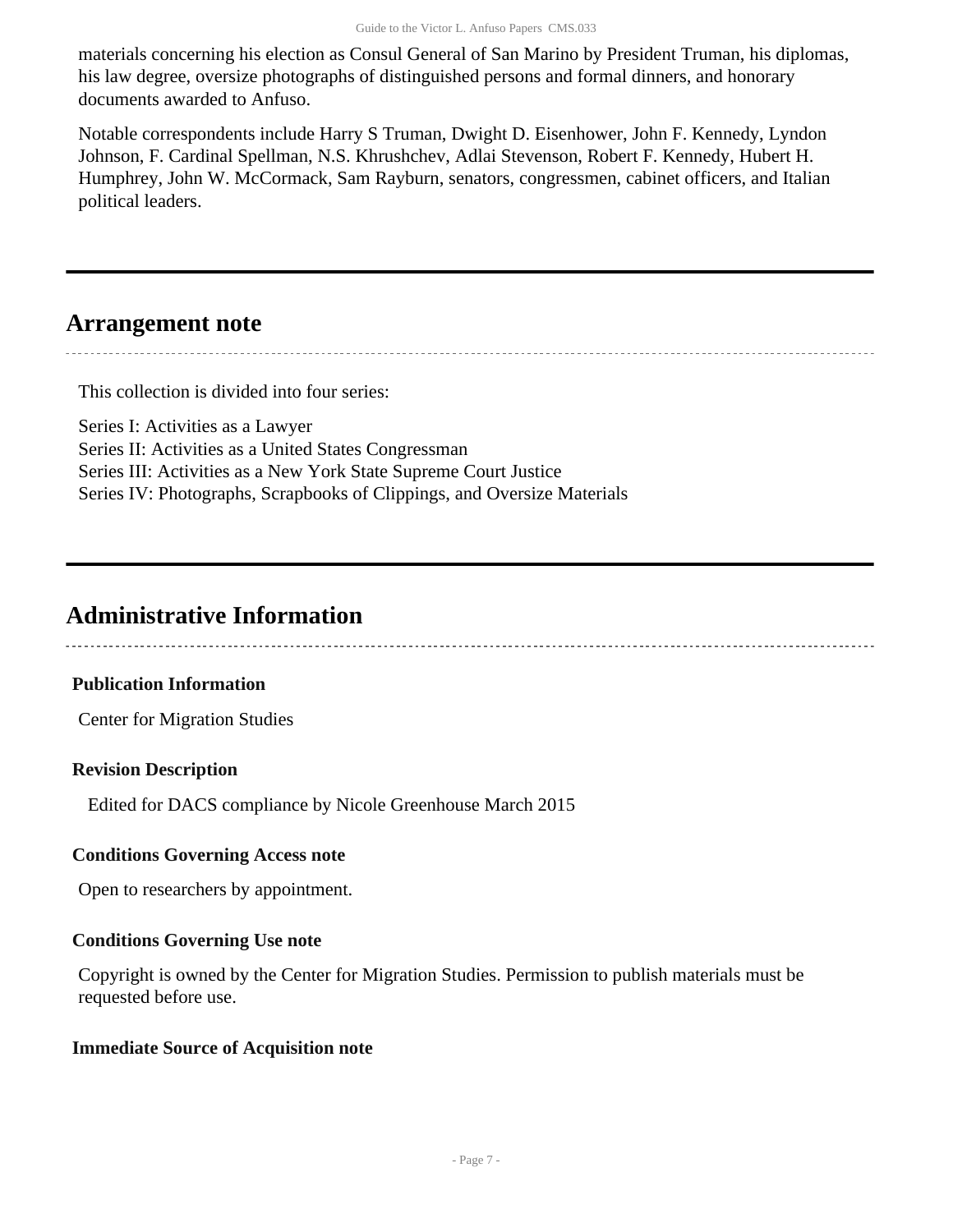materials concerning his election as Consul General of San Marino by President Truman, his diplomas, his law degree, oversize photographs of distinguished persons and formal dinners, and honorary documents awarded to Anfuso.

Notable correspondents include Harry S Truman, Dwight D. Eisenhower, John F. Kennedy, Lyndon Johnson, F. Cardinal Spellman, N.S. Khrushchev, Adlai Stevenson, Robert F. Kennedy, Hubert H. Humphrey, John W. McCormack, Sam Rayburn, senators, congressmen, cabinet officers, and Italian political leaders.

## Arrangement note

This collection is divided into four series:

Series I: Activities as a Lawyer
Series II: Activities as a United States Congressman
Series III: Activities as a New York State Supreme Court Justice
Series IV: Photographs, Scrapbooks of Clippings, and Oversize Materials

## Administrative Information

### Publication Information

Center for Migration Studies

### Revision Description

Edited for DACS compliance by Nicole Greenhouse March 2015

### Conditions Governing Access note

Open to researchers by appointment.

### Conditions Governing Use note

Copyright is owned by the Center for Migration Studies. Permission to publish materials must be requested before use.

### Immediate Source of Acquisition note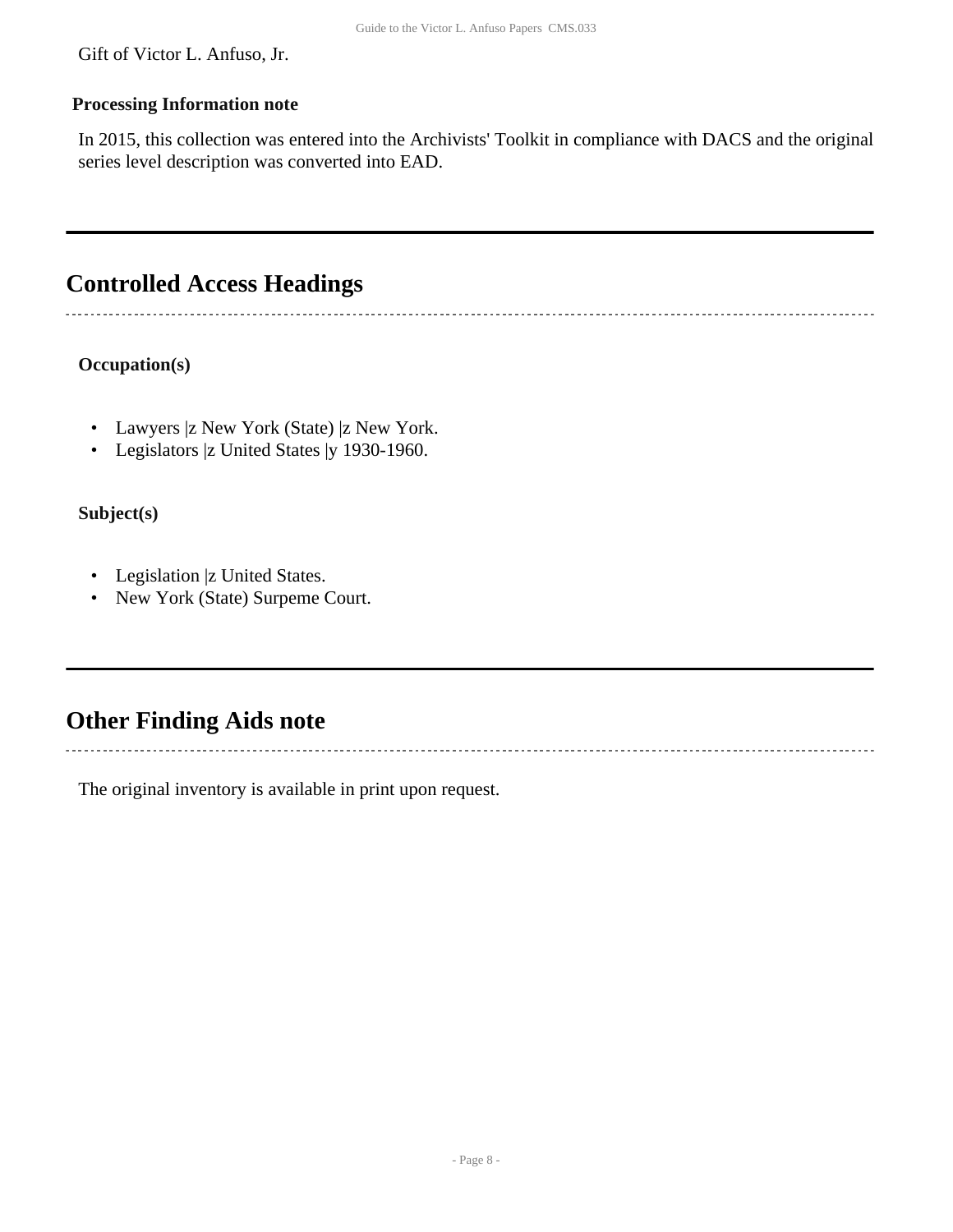Gift of Victor L. Anfuso, Jr.

**Processing Information note**

In 2015, this collection was entered into the Archivists' Toolkit in compliance with DACS and the original series level description was converted into EAD.

## Controlled Access Headings

**Occupation(s)**

- Lawyers |z New York (State) |z New York.
- Legislators |z United States |y 1930-1960.

**Subject(s)**

- Legislation |z United States.
- New York (State) Surpeme Court.

## Other Finding Aids note

The original inventory is available in print upon request.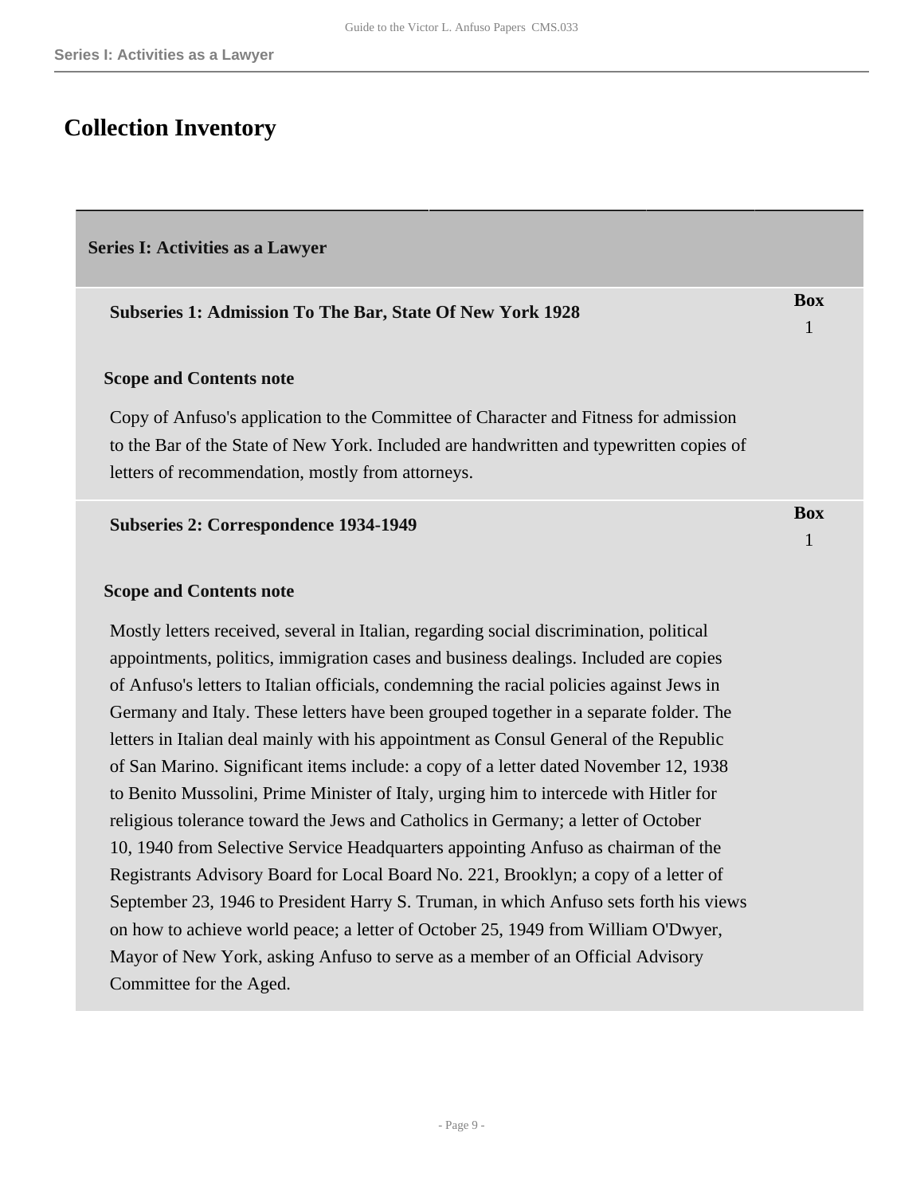# Collection Inventory

## Series I: Activities as a Lawyer

### Subseries 1: Admission To The Bar, State Of New York 1928

**Box** 1

**Scope and Contents note**

Copy of Anfuso's application to the Committee of Character and Fitness for admission to the Bar of the State of New York. Included are handwritten and typewritten copies of letters of recommendation, mostly from attorneys.

### Subseries 2: Correspondence 1934-1949

**Box** 1

**Scope and Contents note**

Mostly letters received, several in Italian, regarding social discrimination, political appointments, politics, immigration cases and business dealings. Included are copies of Anfuso's letters to Italian officials, condemning the racial policies against Jews in Germany and Italy. These letters have been grouped together in a separate folder. The letters in Italian deal mainly with his appointment as Consul General of the Republic of San Marino. Significant items include: a copy of a letter dated November 12, 1938 to Benito Mussolini, Prime Minister of Italy, urging him to intercede with Hitler for religious tolerance toward the Jews and Catholics in Germany; a letter of October 10, 1940 from Selective Service Headquarters appointing Anfuso as chairman of the Registrants Advisory Board for Local Board No. 221, Brooklyn; a copy of a letter of September 23, 1946 to President Harry S. Truman, in which Anfuso sets forth his views on how to achieve world peace; a letter of October 25, 1949 from William O'Dwyer, Mayor of New York, asking Anfuso to serve as a member of an Official Advisory Committee for the Aged.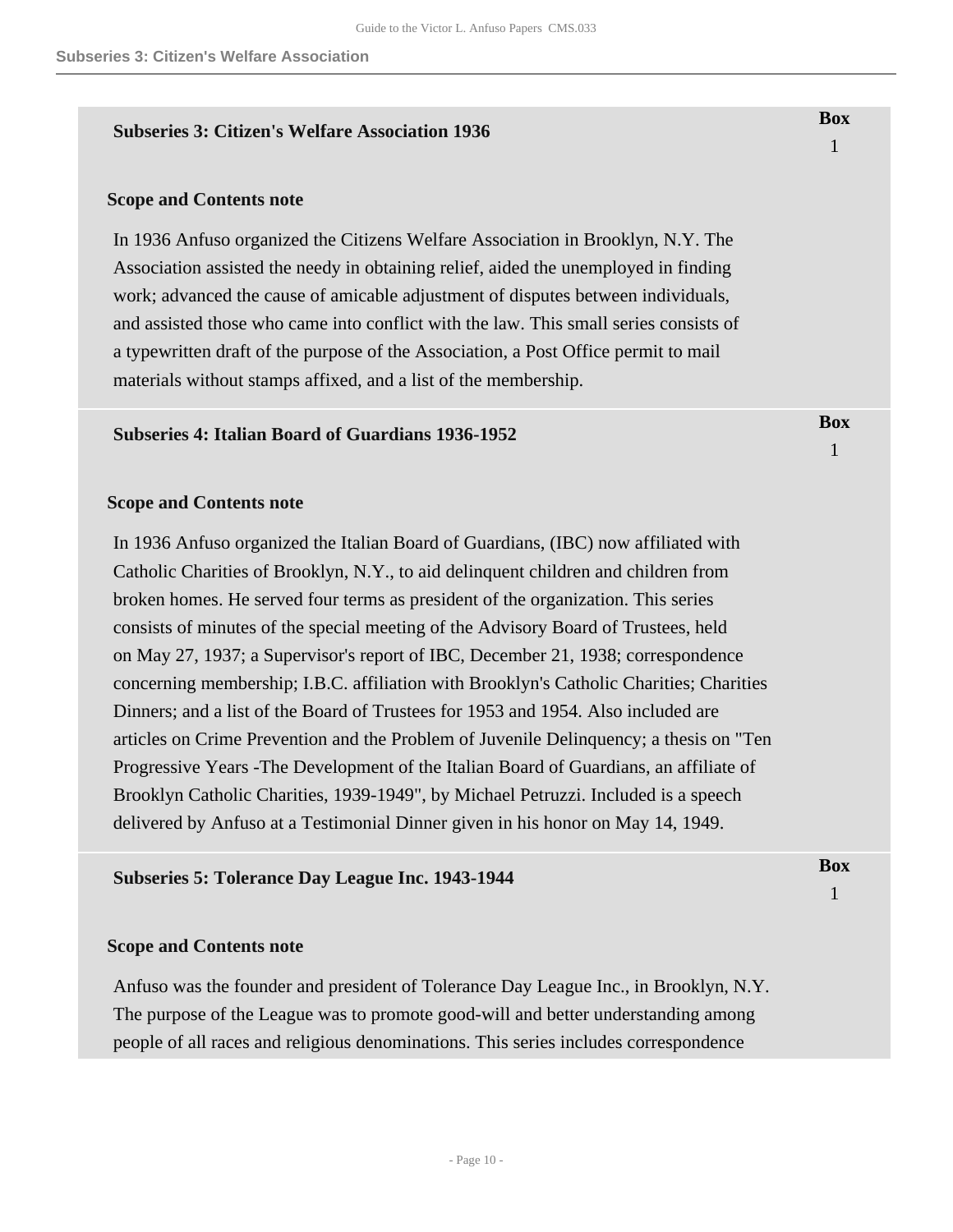## Subseries 3: Citizen's Welfare Association 1936

**Box** 1

**Scope and Contents note**

In 1936 Anfuso organized the Citizens Welfare Association in Brooklyn, N.Y. The Association assisted the needy in obtaining relief, aided the unemployed in finding work; advanced the cause of amicable adjustment of disputes between individuals, and assisted those who came into conflict with the law. This small series consists of a typewritten draft of the purpose of the Association, a Post Office permit to mail materials without stamps affixed, and a list of the membership.

## Subseries 4: Italian Board of Guardians 1936-1952

**Box** 1

**Scope and Contents note**

In 1936 Anfuso organized the Italian Board of Guardians, (IBC) now affiliated with Catholic Charities of Brooklyn, N.Y., to aid delinquent children and children from broken homes. He served four terms as president of the organization. This series consists of minutes of the special meeting of the Advisory Board of Trustees, held on May 27, 1937; a Supervisor's report of IBC, December 21, 1938; correspondence concerning membership; I.B.C. affiliation with Brooklyn's Catholic Charities; Charities Dinners; and a list of the Board of Trustees for 1953 and 1954. Also included are articles on Crime Prevention and the Problem of Juvenile Delinquency; a thesis on "Ten Progressive Years -The Development of the Italian Board of Guardians, an affiliate of Brooklyn Catholic Charities, 1939-1949", by Michael Petruzzi. Included is a speech delivered by Anfuso at a Testimonial Dinner given in his honor on May 14, 1949.

## Subseries 5: Tolerance Day League Inc. 1943-1944

**Box** 1

**Scope and Contents note**

Anfuso was the founder and president of Tolerance Day League Inc., in Brooklyn, N.Y. The purpose of the League was to promote good-will and better understanding among people of all races and religious denominations. This series includes correspondence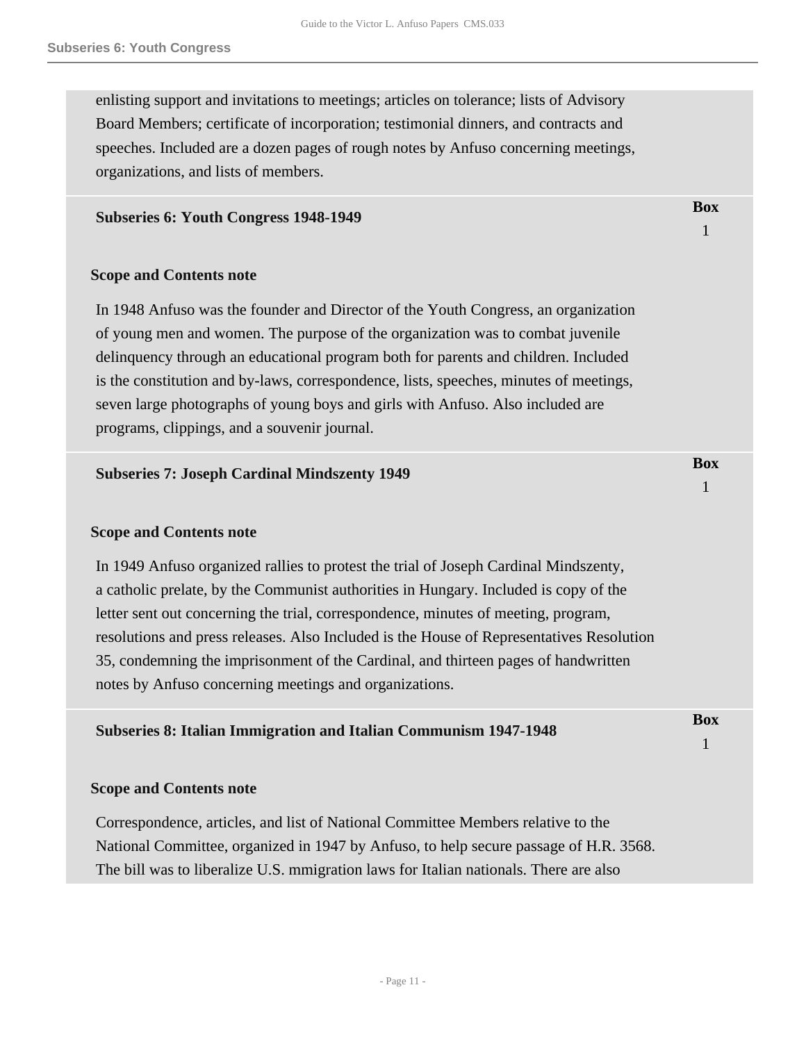enlisting support and invitations to meetings; articles on tolerance; lists of Advisory Board Members; certificate of incorporation; testimonial dinners, and contracts and speeches. Included are a dozen pages of rough notes by Anfuso concerning meetings, organizations, and lists of members.

**Subseries 6: Youth Congress 1948-1949**

**Box** 1

**Scope and Contents note**

In 1948 Anfuso was the founder and Director of the Youth Congress, an organization of young men and women. The purpose of the organization was to combat juvenile delinquency through an educational program both for parents and children. Included is the constitution and by-laws, correspondence, lists, speeches, minutes of meetings, seven large photographs of young boys and girls with Anfuso. Also included are programs, clippings, and a souvenir journal.

**Subseries 7: Joseph Cardinal Mindszenty 1949**

**Box** 1

**Scope and Contents note**

In 1949 Anfuso organized rallies to protest the trial of Joseph Cardinal Mindszenty, a catholic prelate, by the Communist authorities in Hungary. Included is copy of the letter sent out concerning the trial, correspondence, minutes of meeting, program, resolutions and press releases. Also Included is the House of Representatives Resolution 35, condemning the imprisonment of the Cardinal, and thirteen pages of handwritten notes by Anfuso concerning meetings and organizations.

**Subseries 8: Italian Immigration and Italian Communism 1947-1948**

**Box** 1

**Scope and Contents note**

Correspondence, articles, and list of National Committee Members relative to the National Committee, organized in 1947 by Anfuso, to help secure passage of H.R. 3568. The bill was to liberalize U.S. mmigration laws for Italian nationals. There are also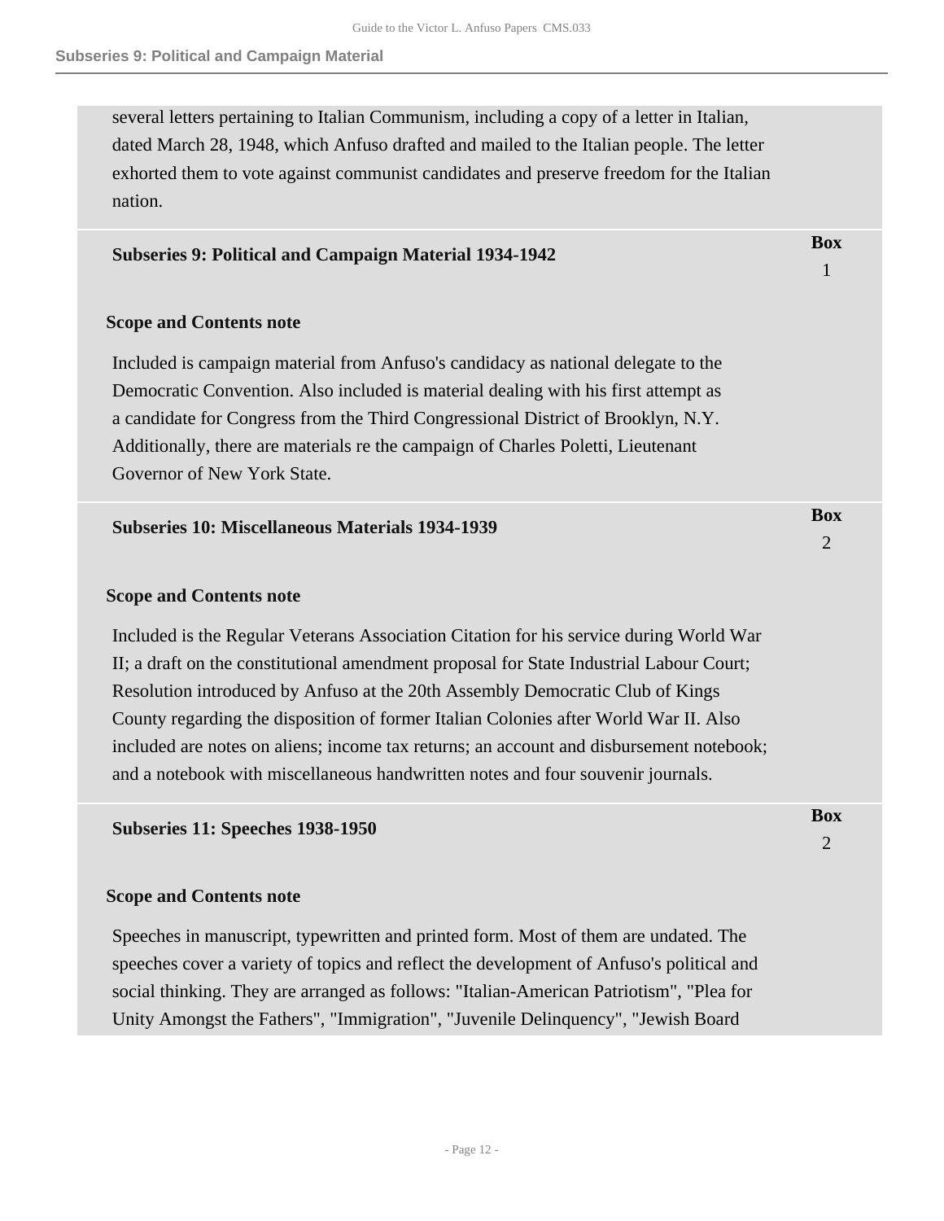several letters pertaining to Italian Communism, including a copy of a letter in Italian, dated March 28, 1948, which Anfuso drafted and mailed to the Italian people. The letter exhorted them to vote against communist candidates and preserve freedom for the Italian nation.

### Subseries 9: Political and Campaign Material 1934-1942

**Box** 1

#### Scope and Contents note

Included is campaign material from Anfuso's candidacy as national delegate to the Democratic Convention. Also included is material dealing with his first attempt as a candidate for Congress from the Third Congressional District of Brooklyn, N.Y. Additionally, there are materials re the campaign of Charles Poletti, Lieutenant Governor of New York State.

### Subseries 10: Miscellaneous Materials 1934-1939

**Box** 2

#### Scope and Contents note

Included is the Regular Veterans Association Citation for his service during World War II; a draft on the constitutional amendment proposal for State Industrial Labour Court; Resolution introduced by Anfuso at the 20th Assembly Democratic Club of Kings County regarding the disposition of former Italian Colonies after World War II. Also included are notes on aliens; income tax returns; an account and disbursement notebook; and a notebook with miscellaneous handwritten notes and four souvenir journals.

### Subseries 11: Speeches 1938-1950

**Box** 2

#### Scope and Contents note

Speeches in manuscript, typewritten and printed form. Most of them are undated. The speeches cover a variety of topics and reflect the development of Anfuso's political and social thinking. They are arranged as follows: "Italian-American Patriotism", "Plea for Unity Amongst the Fathers", "Immigration", "Juvenile Delinquency", "Jewish Board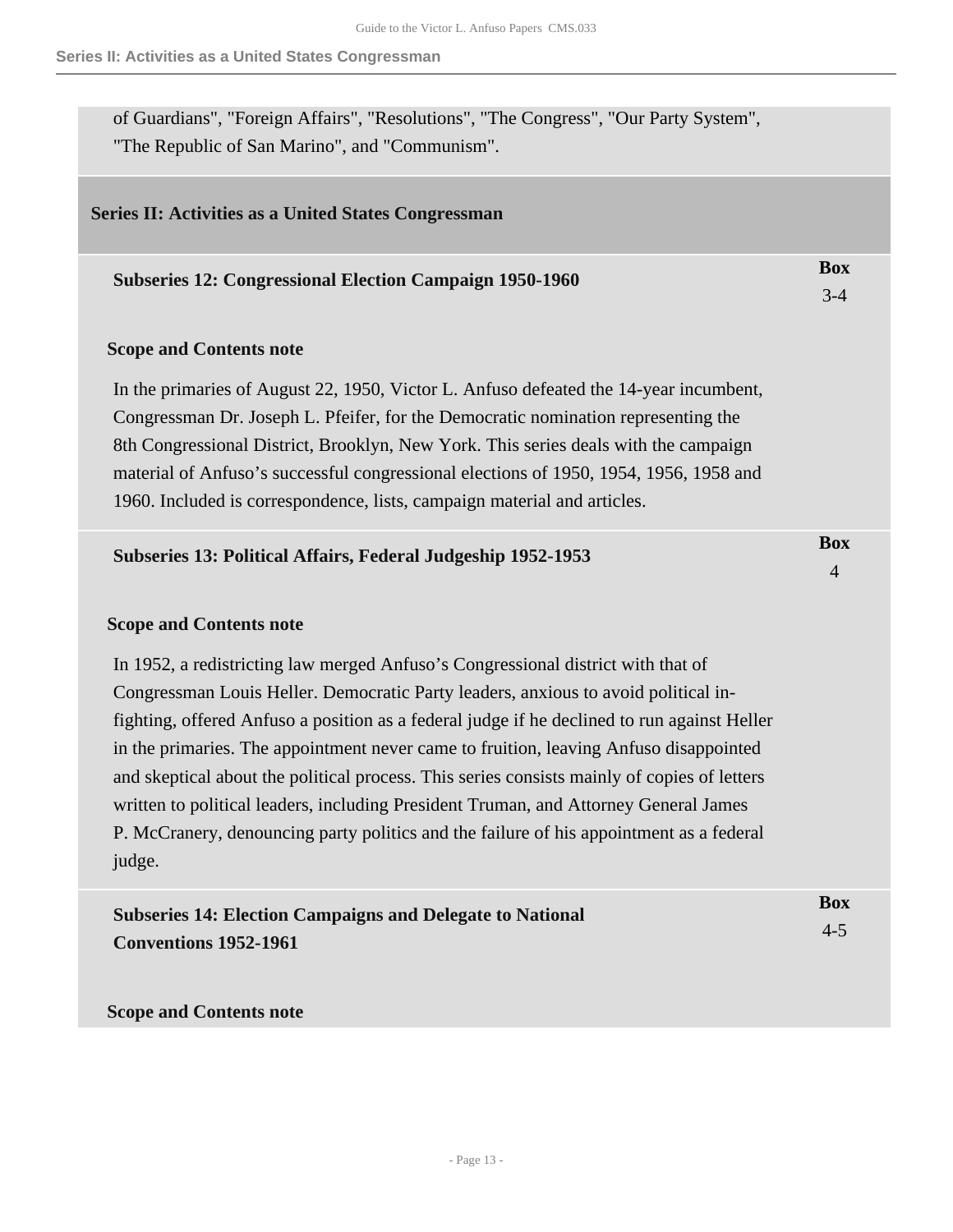of Guardians", "Foreign Affairs", "Resolutions", "The Congress", "Our Party System", "The Republic of San Marino", and "Communism".

## Series II: Activities as a United States Congressman

### Subseries 12: Congressional Election Campaign 1950-1960

**Box** 3-4

**Scope and Contents note**

In the primaries of August 22, 1950, Victor L. Anfuso defeated the 14-year incumbent, Congressman Dr. Joseph L. Pfeifer, for the Democratic nomination representing the 8th Congressional District, Brooklyn, New York. This series deals with the campaign material of Anfuso's successful congressional elections of 1950, 1954, 1956, 1958 and 1960. Included is correspondence, lists, campaign material and articles.

### Subseries 13: Political Affairs, Federal Judgeship 1952-1953

**Box** 4

**Scope and Contents note**

In 1952, a redistricting law merged Anfuso's Congressional district with that of Congressman Louis Heller. Democratic Party leaders, anxious to avoid political in-fighting, offered Anfuso a position as a federal judge if he declined to run against Heller in the primaries. The appointment never came to fruition, leaving Anfuso disappointed and skeptical about the political process. This series consists mainly of copies of letters written to political leaders, including President Truman, and Attorney General James P. McCranery, denouncing party politics and the failure of his appointment as a federal judge.

### Subseries 14: Election Campaigns and Delegate to National Conventions 1952-1961

**Box** 4-5

**Scope and Contents note**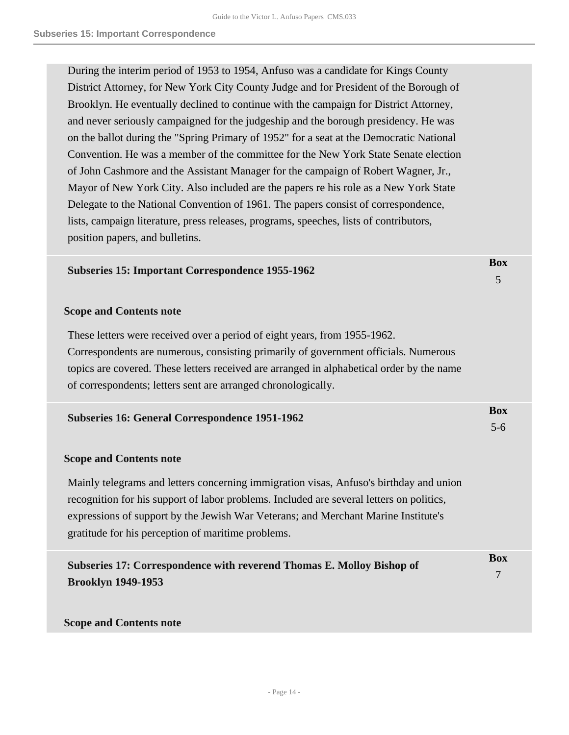During the interim period of 1953 to 1954, Anfuso was a candidate for Kings County District Attorney, for New York City County Judge and for President of the Borough of Brooklyn. He eventually declined to continue with the campaign for District Attorney, and never seriously campaigned for the judgeship and the borough presidency. He was on the ballot during the "Spring Primary of 1952" for a seat at the Democratic National Convention. He was a member of the committee for the New York State Senate election of John Cashmore and the Assistant Manager for the campaign of Robert Wagner, Jr., Mayor of New York City. Also included are the papers re his role as a New York State Delegate to the National Convention of 1961. The papers consist of correspondence, lists, campaign literature, press releases, programs, speeches, lists of contributors, position papers, and bulletins.

### Subseries 15: Important Correspondence 1955-1962

**Box** 5

**Scope and Contents note**

These letters were received over a period of eight years, from 1955-1962. Correspondents are numerous, consisting primarily of government officials. Numerous topics are covered. These letters received are arranged in alphabetical order by the name of correspondents; letters sent are arranged chronologically.

### Subseries 16: General Correspondence 1951-1962

**Box** 5-6

**Scope and Contents note**

Mainly telegrams and letters concerning immigration visas, Anfuso's birthday and union recognition for his support of labor problems. Included are several letters on politics, expressions of support by the Jewish War Veterans; and Merchant Marine Institute's gratitude for his perception of maritime problems.

### Subseries 17: Correspondence with reverend Thomas E. Molloy Bishop of Brooklyn 1949-1953

**Box** 7

**Scope and Contents note**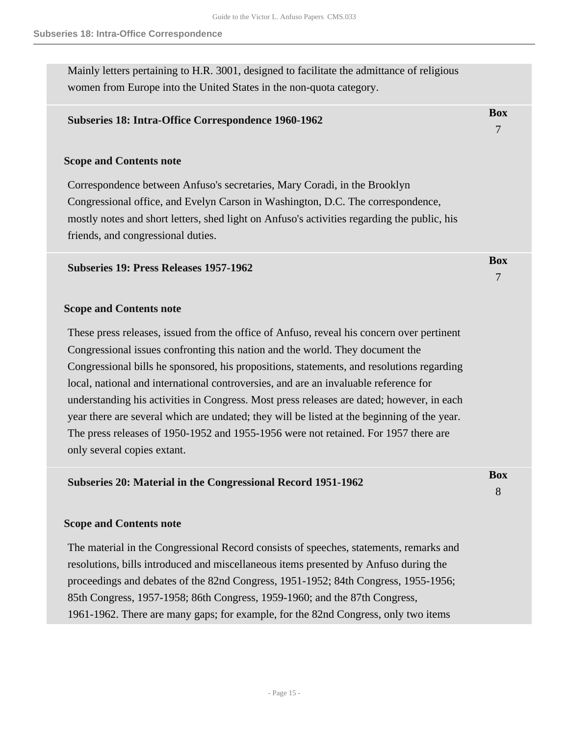Mainly letters pertaining to H.R. 3001, designed to facilitate the admittance of religious women from Europe into the United States in the non-quota category.

### Subseries 18: Intra-Office Correspondence 1960-1962

**Box** 7

**Scope and Contents note**

Correspondence between Anfuso's secretaries, Mary Coradi, in the Brooklyn Congressional office, and Evelyn Carson in Washington, D.C. The correspondence, mostly notes and short letters, shed light on Anfuso's activities regarding the public, his friends, and congressional duties.

### Subseries 19: Press Releases 1957-1962

**Box** 7

**Scope and Contents note**

These press releases, issued from the office of Anfuso, reveal his concern over pertinent Congressional issues confronting this nation and the world. They document the Congressional bills he sponsored, his propositions, statements, and resolutions regarding local, national and international controversies, and are an invaluable reference for understanding his activities in Congress. Most press releases are dated; however, in each year there are several which are undated; they will be listed at the beginning of the year. The press releases of 1950-1952 and 1955-1956 were not retained. For 1957 there are only several copies extant.

### Subseries 20: Material in the Congressional Record 1951-1962

**Box** 8

**Scope and Contents note**

The material in the Congressional Record consists of speeches, statements, remarks and resolutions, bills introduced and miscellaneous items presented by Anfuso during the proceedings and debates of the 82nd Congress, 1951-1952; 84th Congress, 1955-1956; 85th Congress, 1957-1958; 86th Congress, 1959-1960; and the 87th Congress, 1961-1962. There are many gaps; for example, for the 82nd Congress, only two items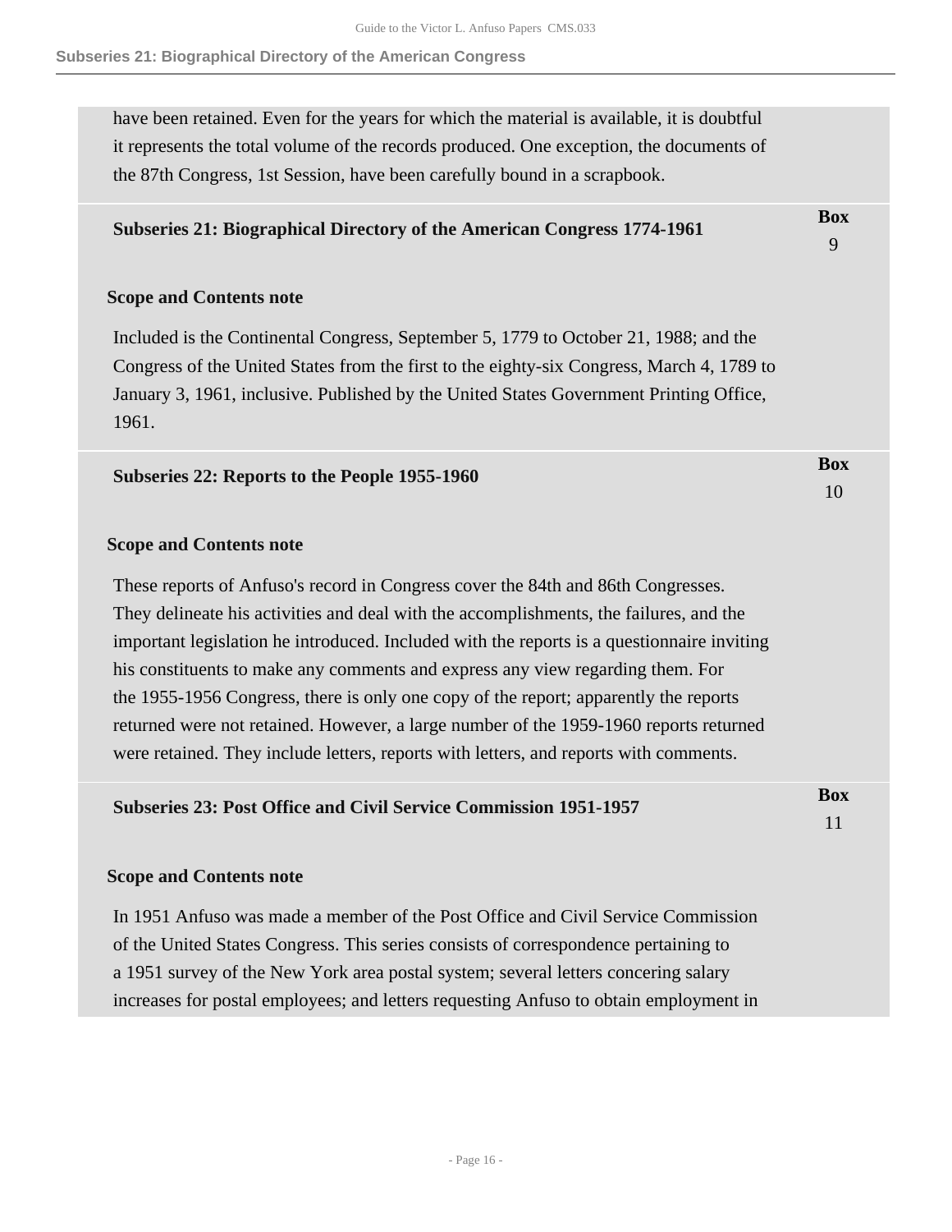have been retained. Even for the years for which the material is available, it is doubtful it represents the total volume of the records produced. One exception, the documents of the 87th Congress, 1st Session, have been carefully bound in a scrapbook.

### Subseries 21: Biographical Directory of the American Congress 1774-1961

**Box** 9

**Scope and Contents note**

Included is the Continental Congress, September 5, 1779 to October 21, 1988; and the Congress of the United States from the first to the eighty-six Congress, March 4, 1789 to January 3, 1961, inclusive. Published by the United States Government Printing Office, 1961.

### Subseries 22: Reports to the People 1955-1960

**Box** 10

**Scope and Contents note**

These reports of Anfuso's record in Congress cover the 84th and 86th Congresses. They delineate his activities and deal with the accomplishments, the failures, and the important legislation he introduced. Included with the reports is a questionnaire inviting his constituents to make any comments and express any view regarding them. For the 1955-1956 Congress, there is only one copy of the report; apparently the reports returned were not retained. However, a large number of the 1959-1960 reports returned were retained. They include letters, reports with letters, and reports with comments.

### Subseries 23: Post Office and Civil Service Commission 1951-1957

**Box** 11

**Scope and Contents note**

In 1951 Anfuso was made a member of the Post Office and Civil Service Commission of the United States Congress. This series consists of correspondence pertaining to a 1951 survey of the New York area postal system; several letters concering salary increases for postal employees; and letters requesting Anfuso to obtain employment in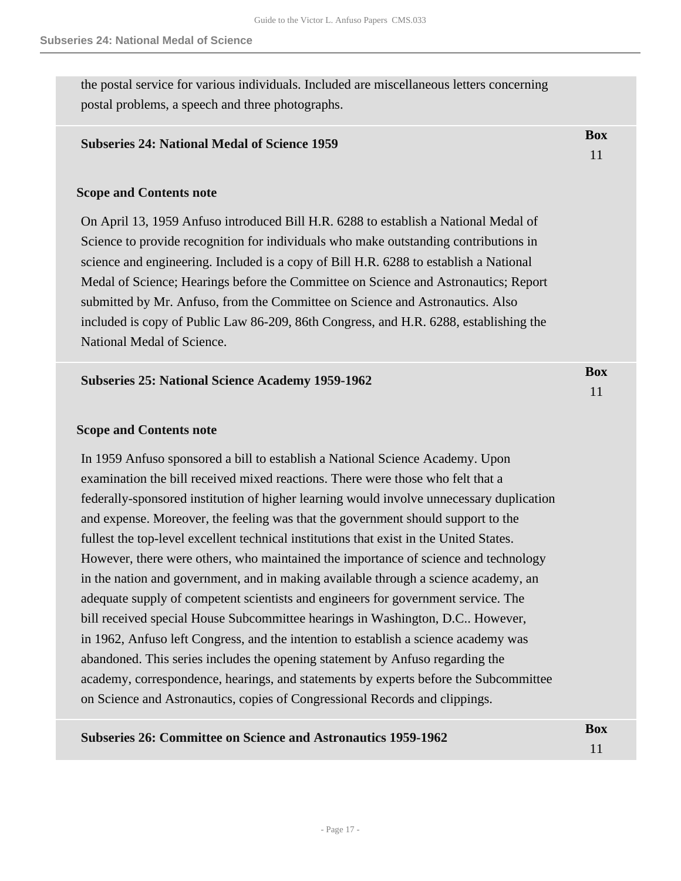the postal service for various individuals. Included are miscellaneous letters concerning postal problems, a speech and three photographs.

## Subseries 24: National Medal of Science 1959

**Box** 11

### Scope and Contents note

On April 13, 1959 Anfuso introduced Bill H.R. 6288 to establish a National Medal of Science to provide recognition for individuals who make outstanding contributions in science and engineering. Included is a copy of Bill H.R. 6288 to establish a National Medal of Science; Hearings before the Committee on Science and Astronautics; Report submitted by Mr. Anfuso, from the Committee on Science and Astronautics. Also included is copy of Public Law 86-209, 86th Congress, and H.R. 6288, establishing the National Medal of Science.

## Subseries 25: National Science Academy 1959-1962

**Box** 11

### Scope and Contents note

In 1959 Anfuso sponsored a bill to establish a National Science Academy. Upon examination the bill received mixed reactions. There were those who felt that a federally-sponsored institution of higher learning would involve unnecessary duplication and expense. Moreover, the feeling was that the government should support to the fullest the top-level excellent technical institutions that exist in the United States. However, there were others, who maintained the importance of science and technology in the nation and government, and in making available through a science academy, an adequate supply of competent scientists and engineers for government service. The bill received special House Subcommittee hearings in Washington, D.C.. However, in 1962, Anfuso left Congress, and the intention to establish a science academy was abandoned. This series includes the opening statement by Anfuso regarding the academy, correspondence, hearings, and statements by experts before the Subcommittee on Science and Astronautics, copies of Congressional Records and clippings.

## Subseries 26: Committee on Science and Astronautics 1959-1962

**Box** 11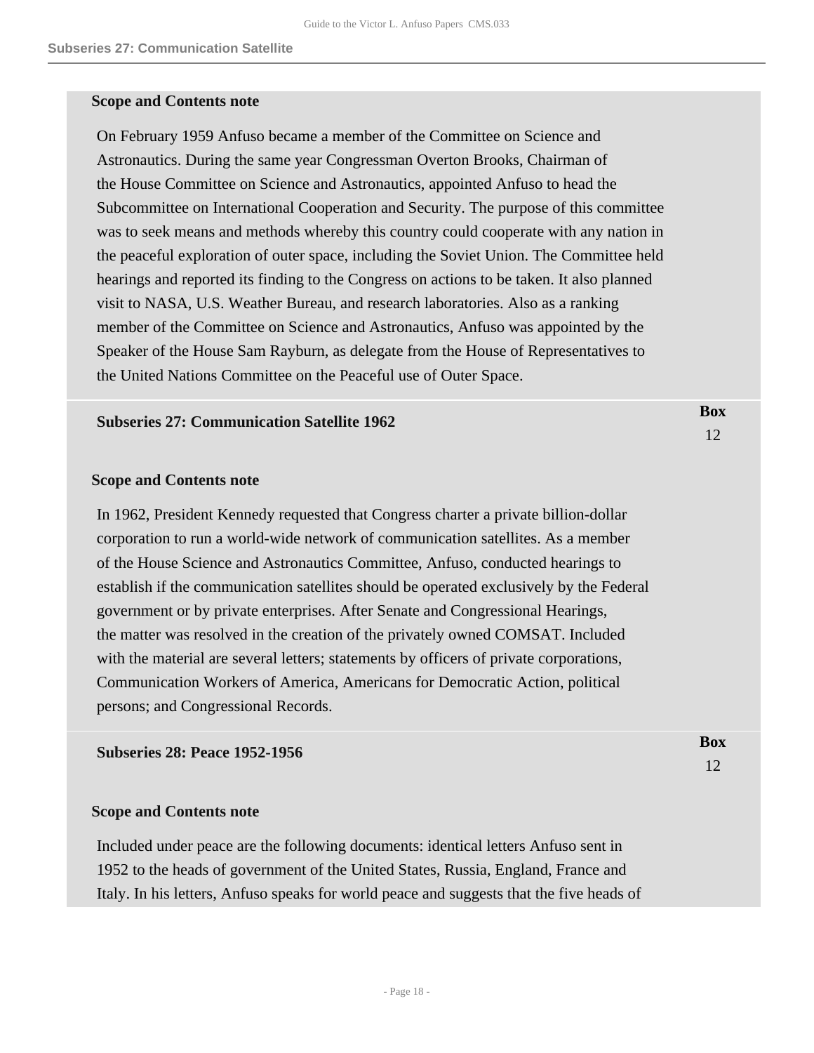#### Scope and Contents note

On February 1959 Anfuso became a member of the Committee on Science and Astronautics. During the same year Congressman Overton Brooks, Chairman of the House Committee on Science and Astronautics, appointed Anfuso to head the Subcommittee on International Cooperation and Security. The purpose of this committee was to seek means and methods whereby this country could cooperate with any nation in the peaceful exploration of outer space, including the Soviet Union. The Committee held hearings and reported its finding to the Congress on actions to be taken. It also planned visit to NASA, U.S. Weather Bureau, and research laboratories. Also as a ranking member of the Committee on Science and Astronautics, Anfuso was appointed by the Speaker of the House Sam Rayburn, as delegate from the House of Representatives to the United Nations Committee on the Peaceful use of Outer Space.

| Subseries 27: Communication Satellite 1962 | Box 12 |
| --- | --- |

#### Scope and Contents note

In 1962, President Kennedy requested that Congress charter a private billion-dollar corporation to run a world-wide network of communication satellites. As a member of the House Science and Astronautics Committee, Anfuso, conducted hearings to establish if the communication satellites should be operated exclusively by the Federal government or by private enterprises. After Senate and Congressional Hearings, the matter was resolved in the creation of the privately owned COMSAT. Included with the material are several letters; statements by officers of private corporations, Communication Workers of America, Americans for Democratic Action, political persons; and Congressional Records.

| Subseries 28: Peace 1952-1956 | Box 12 |
| --- | --- |

#### Scope and Contents note

Included under peace are the following documents: identical letters Anfuso sent in 1952 to the heads of government of the United States, Russia, England, France and Italy. In his letters, Anfuso speaks for world peace and suggests that the five heads of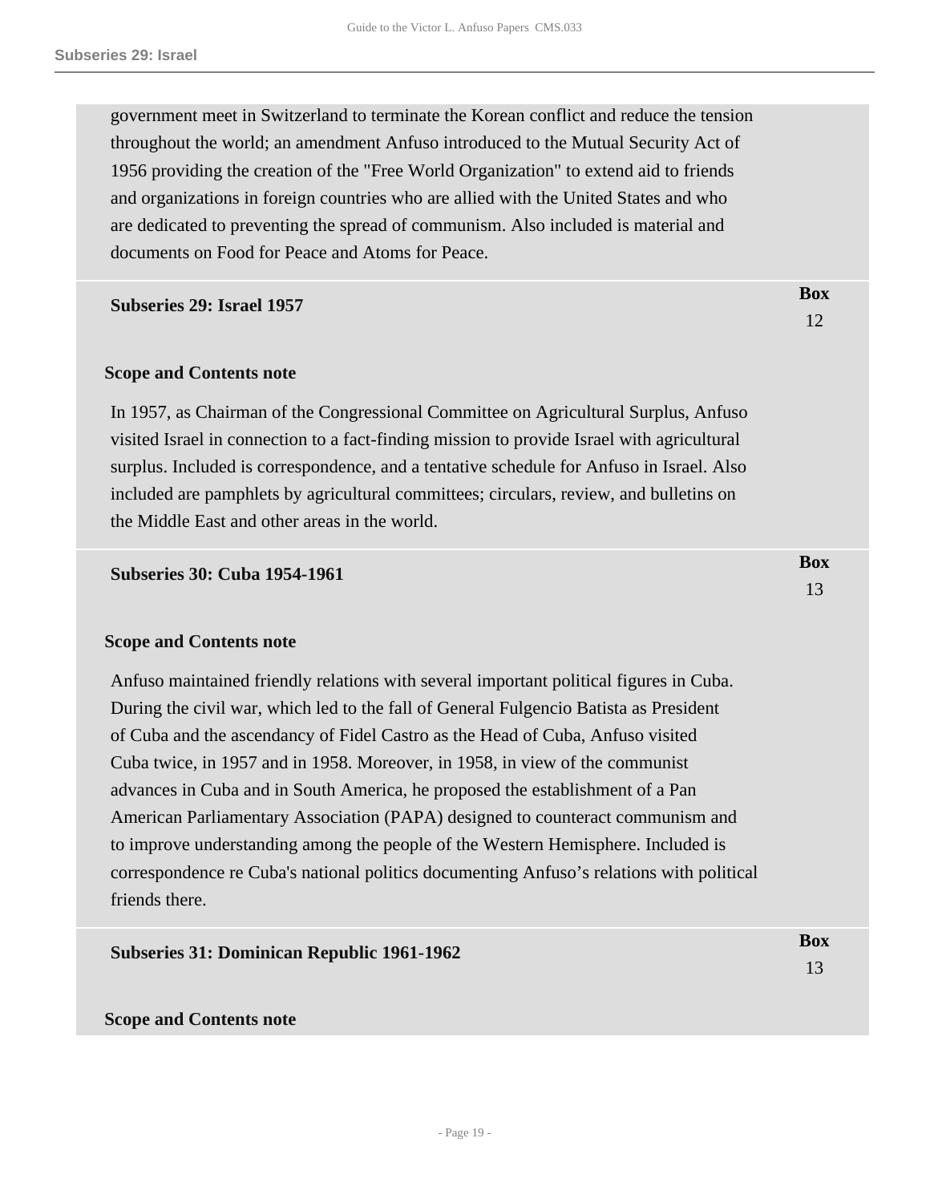government meet in Switzerland to terminate the Korean conflict and reduce the tension throughout the world; an amendment Anfuso introduced to the Mutual Security Act of 1956 providing the creation of the "Free World Organization" to extend aid to friends and organizations in foreign countries who are allied with the United States and who are dedicated to preventing the spread of communism. Also included is material and documents on Food for Peace and Atoms for Peace.

**Subseries 29: Israel 1957** — **Box** 12

**Scope and Contents note**

In 1957, as Chairman of the Congressional Committee on Agricultural Surplus, Anfuso visited Israel in connection to a fact-finding mission to provide Israel with agricultural surplus. Included is correspondence, and a tentative schedule for Anfuso in Israel. Also included are pamphlets by agricultural committees; circulars, review, and bulletins on the Middle East and other areas in the world.

**Subseries 30: Cuba 1954-1961** — **Box** 13

**Scope and Contents note**

Anfuso maintained friendly relations with several important political figures in Cuba. During the civil war, which led to the fall of General Fulgencio Batista as President of Cuba and the ascendancy of Fidel Castro as the Head of Cuba, Anfuso visited Cuba twice, in 1957 and in 1958. Moreover, in 1958, in view of the communist advances in Cuba and in South America, he proposed the establishment of a Pan American Parliamentary Association (PAPA) designed to counteract communism and to improve understanding among the people of the Western Hemisphere. Included is correspondence re Cuba's national politics documenting Anfuso's relations with political friends there.

**Subseries 31: Dominican Republic 1961-1962** — **Box** 13

**Scope and Contents note**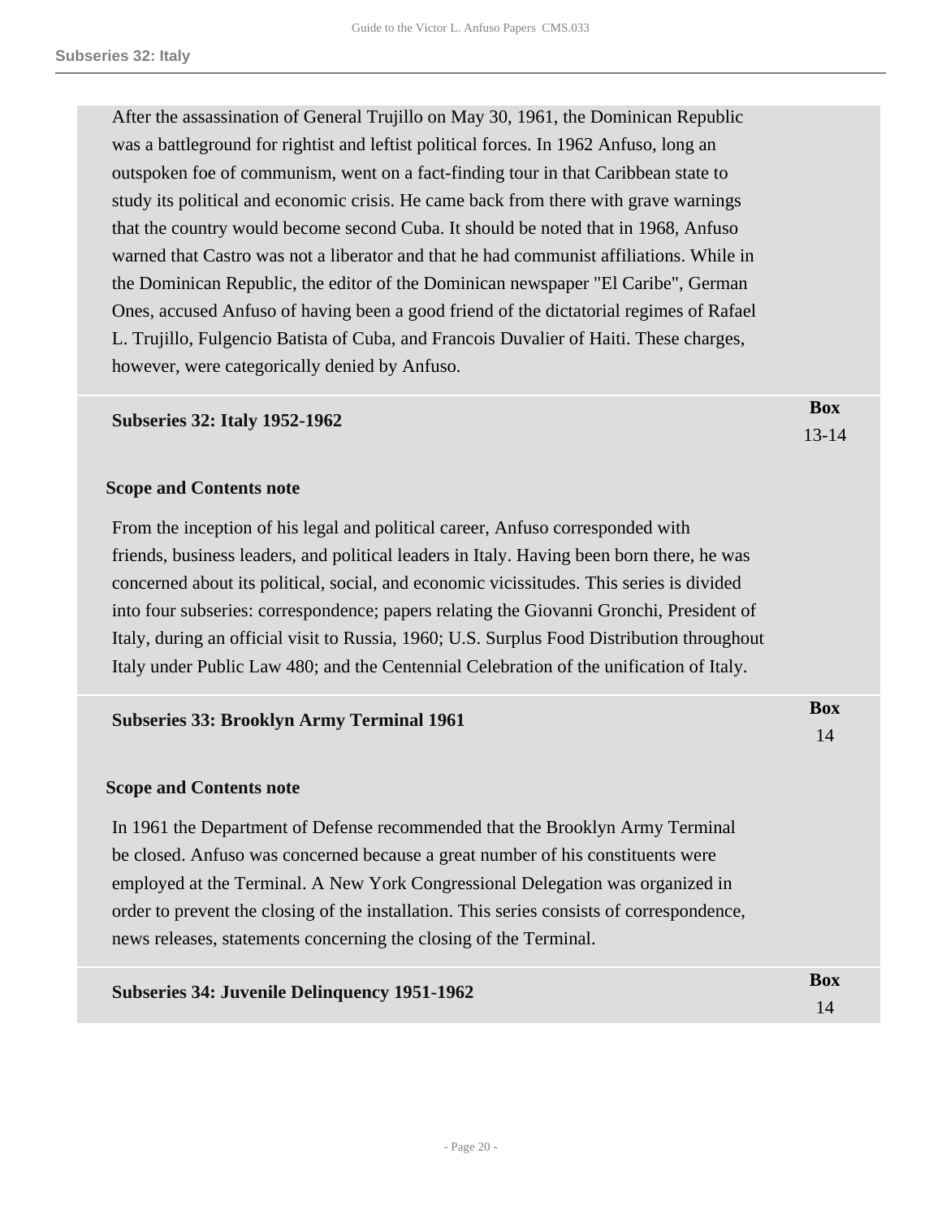After the assassination of General Trujillo on May 30, 1961, the Dominican Republic was a battleground for rightist and leftist political forces. In 1962 Anfuso, long an outspoken foe of communism, went on a fact-finding tour in that Caribbean state to study its political and economic crisis. He came back from there with grave warnings that the country would become second Cuba. It should be noted that in 1968, Anfuso warned that Castro was not a liberator and that he had communist affiliations. While in the Dominican Republic, the editor of the Dominican newspaper "El Caribe", German Ones, accused Anfuso of having been a good friend of the dictatorial regimes of Rafael L. Trujillo, Fulgencio Batista of Cuba, and Francois Duvalier of Haiti. These charges, however, were categorically denied by Anfuso.

## Subseries 32: Italy 1952-1962

**Box** 13-14

### Scope and Contents note

From the inception of his legal and political career, Anfuso corresponded with friends, business leaders, and political leaders in Italy. Having been born there, he was concerned about its political, social, and economic vicissitudes. This series is divided into four subseries: correspondence; papers relating the Giovanni Gronchi, President of Italy, during an official visit to Russia, 1960; U.S. Surplus Food Distribution throughout Italy under Public Law 480; and the Centennial Celebration of the unification of Italy.

## Subseries 33: Brooklyn Army Terminal 1961

**Box** 14

### Scope and Contents note

In 1961 the Department of Defense recommended that the Brooklyn Army Terminal be closed. Anfuso was concerned because a great number of his constituents were employed at the Terminal. A New York Congressional Delegation was organized in order to prevent the closing of the installation. This series consists of correspondence, news releases, statements concerning the closing of the Terminal.

## Subseries 34: Juvenile Delinquency 1951-1962

**Box** 14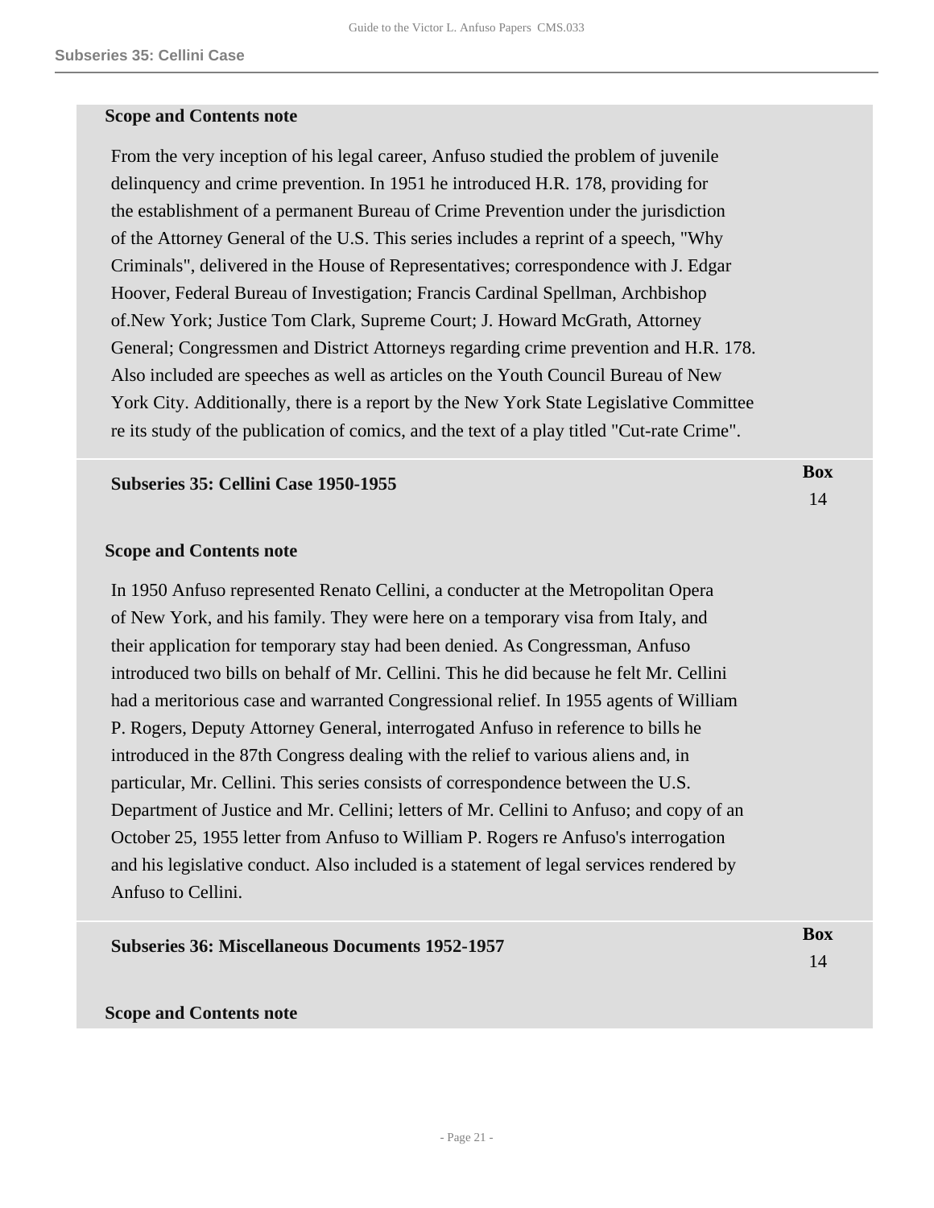**Scope and Contents note**

From the very inception of his legal career, Anfuso studied the problem of juvenile delinquency and crime prevention. In 1951 he introduced H.R. 178, providing for the establishment of a permanent Bureau of Crime Prevention under the jurisdiction of the Attorney General of the U.S. This series includes a reprint of a speech, "Why Criminals", delivered in the House of Representatives; correspondence with J. Edgar Hoover, Federal Bureau of Investigation; Francis Cardinal Spellman, Archbishop of.New York; Justice Tom Clark, Supreme Court; J. Howard McGrath, Attorney General; Congressmen and District Attorneys regarding crime prevention and H.R. 178. Also included are speeches as well as articles on the Youth Council Bureau of New York City. Additionally, there is a report by the New York State Legislative Committee re its study of the publication of comics, and the text of a play titled "Cut-rate Crime".

**Subseries 35: Cellini Case 1950-1955** — Box 14

**Scope and Contents note**

In 1950 Anfuso represented Renato Cellini, a conducter at the Metropolitan Opera of New York, and his family. They were here on a temporary visa from Italy, and their application for temporary stay had been denied. As Congressman, Anfuso introduced two bills on behalf of Mr. Cellini. This he did because he felt Mr. Cellini had a meritorious case and warranted Congressional relief. In 1955 agents of William P. Rogers, Deputy Attorney General, interrogated Anfuso in reference to bills he introduced in the 87th Congress dealing with the relief to various aliens and, in particular, Mr. Cellini. This series consists of correspondence between the U.S. Department of Justice and Mr. Cellini; letters of Mr. Cellini to Anfuso; and copy of an October 25, 1955 letter from Anfuso to William P. Rogers re Anfuso's interrogation and his legislative conduct. Also included is a statement of legal services rendered by Anfuso to Cellini.

**Subseries 36: Miscellaneous Documents 1952-1957** — Box 14

**Scope and Contents note**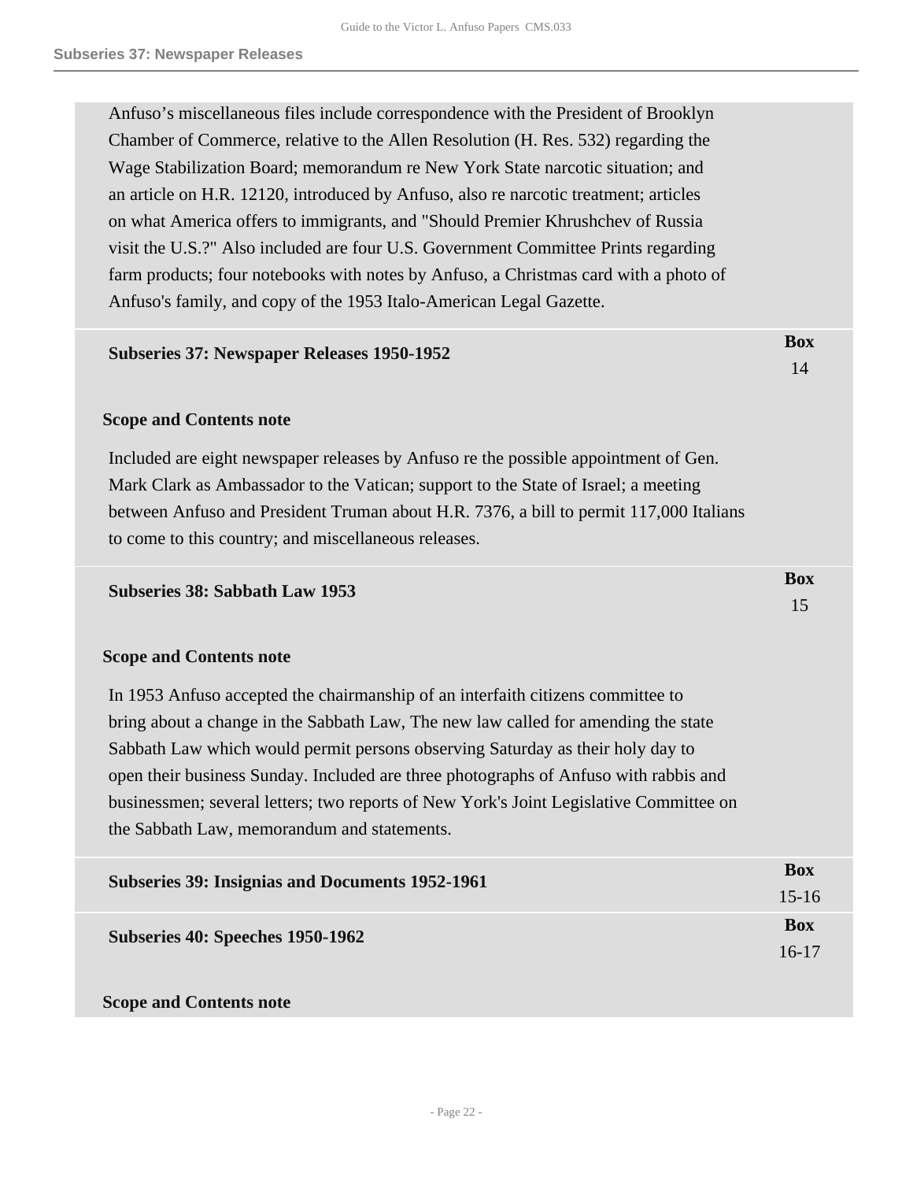Anfuso's miscellaneous files include correspondence with the President of Brooklyn Chamber of Commerce, relative to the Allen Resolution (H. Res. 532) regarding the Wage Stabilization Board; memorandum re New York State narcotic situation; and an article on H.R. 12120, introduced by Anfuso, also re narcotic treatment; articles on what America offers to immigrants, and "Should Premier Khrushchev of Russia visit the U.S.?" Also included are four U.S. Government Committee Prints regarding farm products; four notebooks with notes by Anfuso, a Christmas card with a photo of Anfuso's family, and copy of the 1953 Italo-American Legal Gazette.

## Subseries 37: Newspaper Releases 1950-1952

**Box** 14

### Scope and Contents note

Included are eight newspaper releases by Anfuso re the possible appointment of Gen. Mark Clark as Ambassador to the Vatican; support to the State of Israel; a meeting between Anfuso and President Truman about H.R. 7376, a bill to permit 117,000 Italians to come to this country; and miscellaneous releases.

## Subseries 38: Sabbath Law 1953

**Box** 15

### Scope and Contents note

In 1953 Anfuso accepted the chairmanship of an interfaith citizens committee to bring about a change in the Sabbath Law, The new law called for amending the state Sabbath Law which would permit persons observing Saturday as their holy day to open their business Sunday. Included are three photographs of Anfuso with rabbis and businessmen; several letters; two reports of New York's Joint Legislative Committee on the Sabbath Law, memorandum and statements.

## Subseries 39: Insignias and Documents 1952-1961

**Box** 15-16

## Subseries 40: Speeches 1950-1962

**Box** 16-17

### Scope and Contents note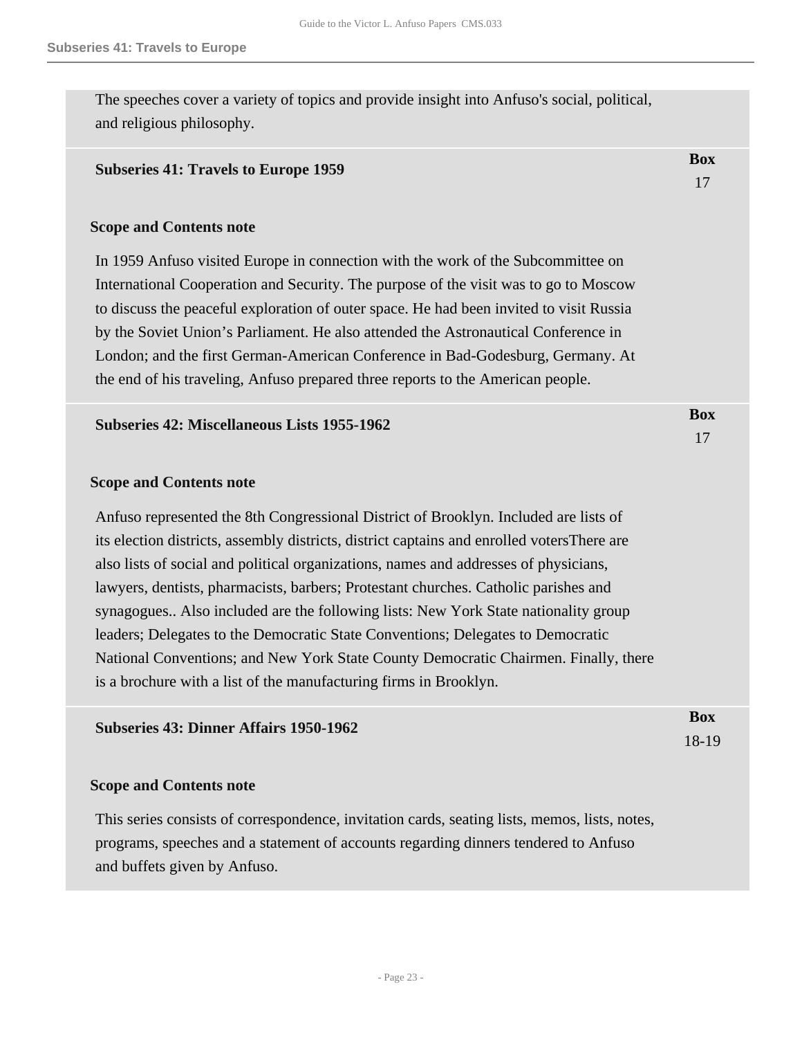The speeches cover a variety of topics and provide insight into Anfuso's social, political, and religious philosophy.

### Subseries 41: Travels to Europe 1959

**Box** 17

**Scope and Contents note**

In 1959 Anfuso visited Europe in connection with the work of the Subcommittee on International Cooperation and Security. The purpose of the visit was to go to Moscow to discuss the peaceful exploration of outer space. He had been invited to visit Russia by the Soviet Union's Parliament. He also attended the Astronautical Conference in London; and the first German-American Conference in Bad-Godesburg, Germany. At the end of his traveling, Anfuso prepared three reports to the American people.

### Subseries 42: Miscellaneous Lists 1955-1962

**Box** 17

**Scope and Contents note**

Anfuso represented the 8th Congressional District of Brooklyn. Included are lists of its election districts, assembly districts, district captains and enrolled votersThere are also lists of social and political organizations, names and addresses of physicians, lawyers, dentists, pharmacists, barbers; Protestant churches. Catholic parishes and synagogues.. Also included are the following lists: New York State nationality group leaders; Delegates to the Democratic State Conventions; Delegates to Democratic National Conventions; and New York State County Democratic Chairmen. Finally, there is a brochure with a list of the manufacturing firms in Brooklyn.

### Subseries 43: Dinner Affairs 1950-1962

**Box** 18-19

**Scope and Contents note**

This series consists of correspondence, invitation cards, seating lists, memos, lists, notes, programs, speeches and a statement of accounts regarding dinners tendered to Anfuso and buffets given by Anfuso.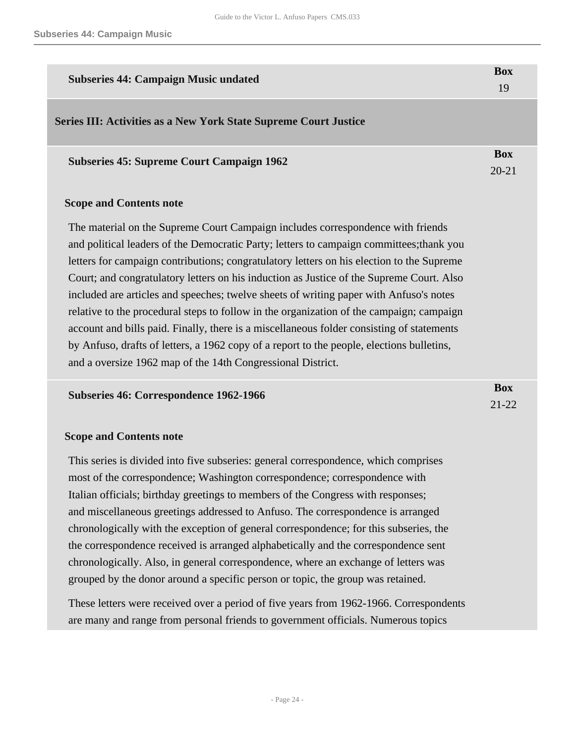**Subseries 44: Campaign Music undated** — Box 19

## Series III: Activities as a New York State Supreme Court Justice

**Subseries 45: Supreme Court Campaign 1962** — Box 20-21

**Scope and Contents note**

The material on the Supreme Court Campaign includes correspondence with friends and political leaders of the Democratic Party; letters to campaign committees;thank you letters for campaign contributions; congratulatory letters on his election to the Supreme Court; and congratulatory letters on his induction as Justice of the Supreme Court. Also included are articles and speeches; twelve sheets of writing paper with Anfuso's notes relative to the procedural steps to follow in the organization of the campaign; campaign account and bills paid. Finally, there is a miscellaneous folder consisting of statements by Anfuso, drafts of letters, a 1962 copy of a report to the people, elections bulletins, and a oversize 1962 map of the 14th Congressional District.

**Subseries 46: Correspondence 1962-1966** — Box 21-22

**Scope and Contents note**

This series is divided into five subseries: general correspondence, which comprises most of the correspondence; Washington correspondence; correspondence with Italian officials; birthday greetings to members of the Congress with responses; and miscellaneous greetings addressed to Anfuso. The correspondence is arranged chronologically with the exception of general correspondence; for this subseries, the the correspondence received is arranged alphabetically and the correspondence sent chronologically. Also, in general correspondence, where an exchange of letters was grouped by the donor around a specific person or topic, the group was retained.

These letters were received over a period of five years from 1962-1966. Correspondents are many and range from personal friends to government officials. Numerous topics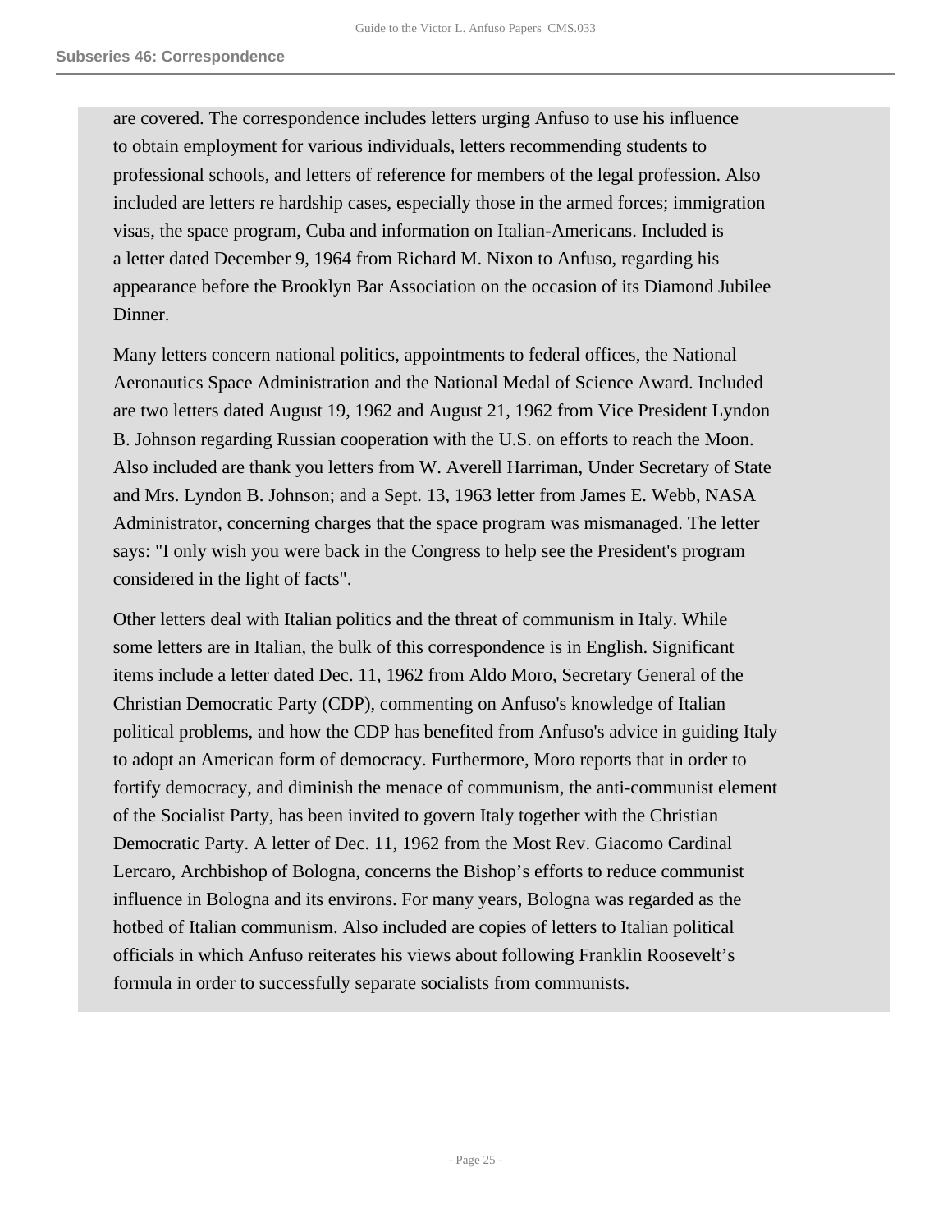are covered. The correspondence includes letters urging Anfuso to use his influence to obtain employment for various individuals, letters recommending students to professional schools, and letters of reference for members of the legal profession. Also included are letters re hardship cases, especially those in the armed forces; immigration visas, the space program, Cuba and information on Italian-Americans. Included is a letter dated December 9, 1964 from Richard M. Nixon to Anfuso, regarding his appearance before the Brooklyn Bar Association on the occasion of its Diamond Jubilee Dinner.

Many letters concern national politics, appointments to federal offices, the National Aeronautics Space Administration and the National Medal of Science Award. Included are two letters dated August 19, 1962 and August 21, 1962 from Vice President Lyndon B. Johnson regarding Russian cooperation with the U.S. on efforts to reach the Moon. Also included are thank you letters from W. Averell Harriman, Under Secretary of State and Mrs. Lyndon B. Johnson; and a Sept. 13, 1963 letter from James E. Webb, NASA Administrator, concerning charges that the space program was mismanaged. The letter says: "I only wish you were back in the Congress to help see the President's program considered in the light of facts".

Other letters deal with Italian politics and the threat of communism in Italy. While some letters are in Italian, the bulk of this correspondence is in English. Significant items include a letter dated Dec. 11, 1962 from Aldo Moro, Secretary General of the Christian Democratic Party (CDP), commenting on Anfuso's knowledge of Italian political problems, and how the CDP has benefited from Anfuso's advice in guiding Italy to adopt an American form of democracy. Furthermore, Moro reports that in order to fortify democracy, and diminish the menace of communism, the anti-communist element of the Socialist Party, has been invited to govern Italy together with the Christian Democratic Party. A letter of Dec. 11, 1962 from the Most Rev. Giacomo Cardinal Lercaro, Archbishop of Bologna, concerns the Bishop’s efforts to reduce communist influence in Bologna and its environs. For many years, Bologna was regarded as the hotbed of Italian communism. Also included are copies of letters to Italian political officials in which Anfuso reiterates his views about following Franklin Roosevelt’s formula in order to successfully separate socialists from communists.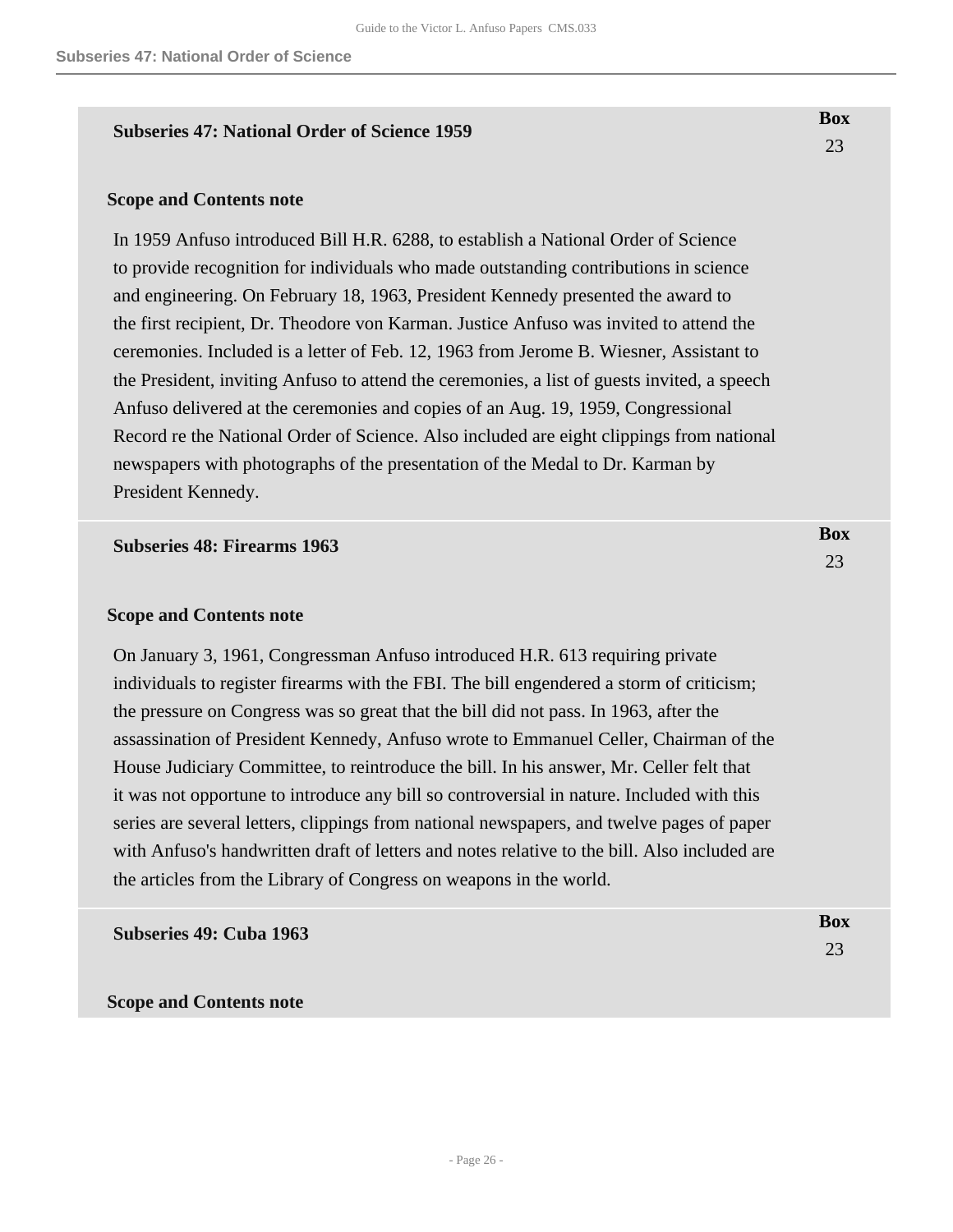## Subseries 47: National Order of Science 1959

**Box** 23

**Scope and Contents note**

In 1959 Anfuso introduced Bill H.R. 6288, to establish a National Order of Science to provide recognition for individuals who made outstanding contributions in science and engineering. On February 18, 1963, President Kennedy presented the award to the first recipient, Dr. Theodore von Karman. Justice Anfuso was invited to attend the ceremonies. Included is a letter of Feb. 12, 1963 from Jerome B. Wiesner, Assistant to the President, inviting Anfuso to attend the ceremonies, a list of guests invited, a speech Anfuso delivered at the ceremonies and copies of an Aug. 19, 1959, Congressional Record re the National Order of Science. Also included are eight clippings from national newspapers with photographs of the presentation of the Medal to Dr. Karman by President Kennedy.

## Subseries 48: Firearms 1963

**Box** 23

**Scope and Contents note**

On January 3, 1961, Congressman Anfuso introduced H.R. 613 requiring private individuals to register firearms with the FBI. The bill engendered a storm of criticism; the pressure on Congress was so great that the bill did not pass. In 1963, after the assassination of President Kennedy, Anfuso wrote to Emmanuel Celler, Chairman of the House Judiciary Committee, to reintroduce the bill. In his answer, Mr. Celler felt that it was not opportune to introduce any bill so controversial in nature. Included with this series are several letters, clippings from national newspapers, and twelve pages of paper with Anfuso's handwritten draft of letters and notes relative to the bill. Also included are the articles from the Library of Congress on weapons in the world.

## Subseries 49: Cuba 1963

**Box** 23

**Scope and Contents note**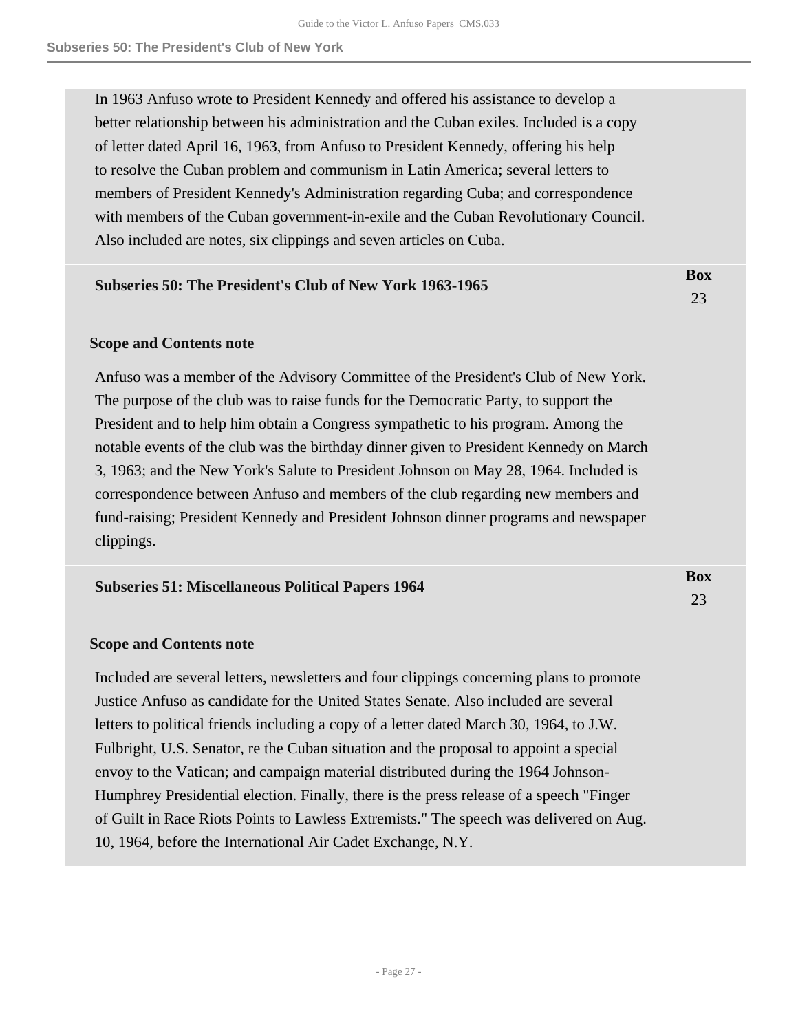In 1963 Anfuso wrote to President Kennedy and offered his assistance to develop a better relationship between his administration and the Cuban exiles. Included is a copy of letter dated April 16, 1963, from Anfuso to President Kennedy, offering his help to resolve the Cuban problem and communism in Latin America; several letters to members of President Kennedy's Administration regarding Cuba; and correspondence with members of the Cuban government-in-exile and the Cuban Revolutionary Council. Also included are notes, six clippings and seven articles on Cuba.

### Subseries 50: The President's Club of New York 1963-1965

**Box** 23

#### Scope and Contents note

Anfuso was a member of the Advisory Committee of the President's Club of New York. The purpose of the club was to raise funds for the Democratic Party, to support the President and to help him obtain a Congress sympathetic to his program. Among the notable events of the club was the birthday dinner given to President Kennedy on March 3, 1963; and the New York's Salute to President Johnson on May 28, 1964. Included is correspondence between Anfuso and members of the club regarding new members and fund-raising; President Kennedy and President Johnson dinner programs and newspaper clippings.

### Subseries 51: Miscellaneous Political Papers 1964

**Box** 23

#### Scope and Contents note

Included are several letters, newsletters and four clippings concerning plans to promote Justice Anfuso as candidate for the United States Senate. Also included are several letters to political friends including a copy of a letter dated March 30, 1964, to J.W. Fulbright, U.S. Senator, re the Cuban situation and the proposal to appoint a special envoy to the Vatican; and campaign material distributed during the 1964 Johnson-Humphrey Presidential election. Finally, there is the press release of a speech "Finger of Guilt in Race Riots Points to Lawless Extremists." The speech was delivered on Aug. 10, 1964, before the International Air Cadet Exchange, N.Y.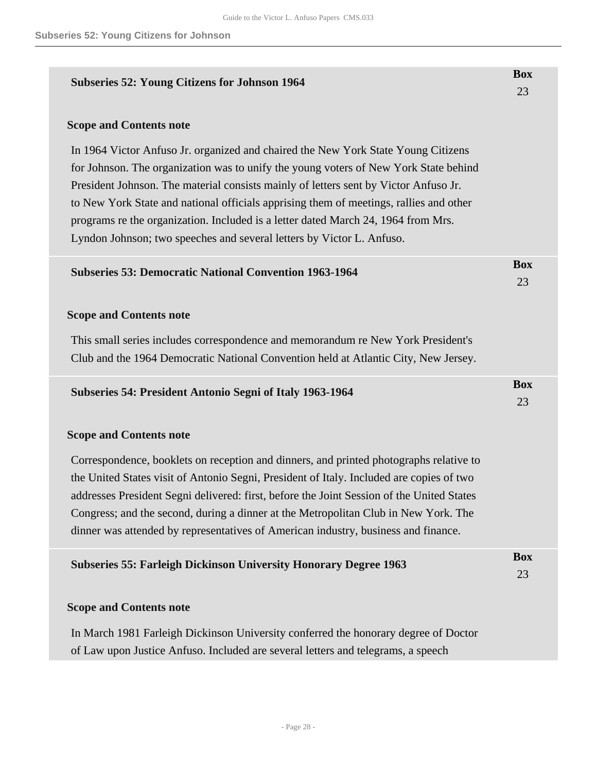## Subseries 52: Young Citizens for Johnson 1964

**Box** 23

### Scope and Contents note

In 1964 Victor Anfuso Jr. organized and chaired the New York State Young Citizens for Johnson. The organization was to unify the young voters of New York State behind President Johnson. The material consists mainly of letters sent by Victor Anfuso Jr. to New York State and national officials apprising them of meetings, rallies and other programs re the organization. Included is a letter dated March 24, 1964 from Mrs. Lyndon Johnson; two speeches and several letters by Victor L. Anfuso.

## Subseries 53: Democratic National Convention 1963-1964

**Box** 23

### Scope and Contents note

This small series includes correspondence and memorandum re New York President's Club and the 1964 Democratic National Convention held at Atlantic City, New Jersey.

## Subseries 54: President Antonio Segni of Italy 1963-1964

**Box** 23

### Scope and Contents note

Correspondence, booklets on reception and dinners, and printed photographs relative to the United States visit of Antonio Segni, President of Italy. Included are copies of two addresses President Segni delivered: first, before the Joint Session of the United States Congress; and the second, during a dinner at the Metropolitan Club in New York. The dinner was attended by representatives of American industry, business and finance.

## Subseries 55: Farleigh Dickinson University Honorary Degree 1963

**Box** 23

### Scope and Contents note

In March 1981 Farleigh Dickinson University conferred the honorary degree of Doctor of Law upon Justice Anfuso. Included are several letters and telegrams, a speech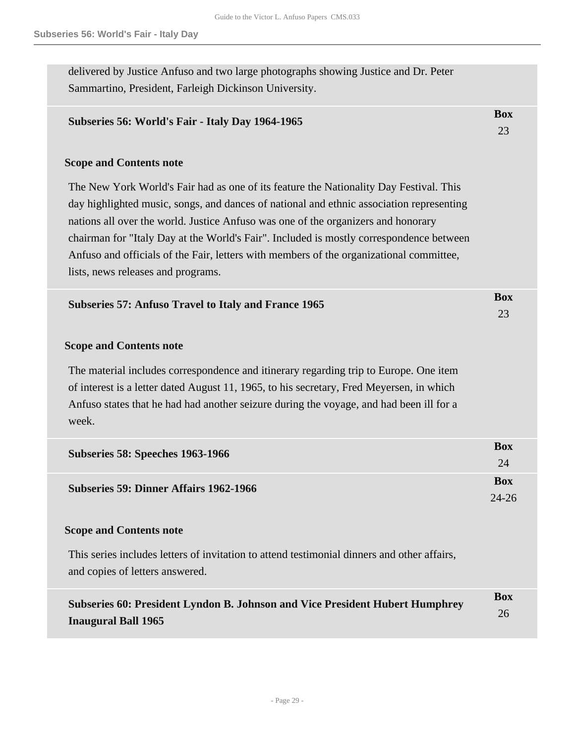delivered by Justice Anfuso and two large photographs showing Justice and Dr. Peter Sammartino, President, Farleigh Dickinson University.

### Subseries 56: World's Fair - Italy Day 1964-1965

**Box** 23

#### Scope and Contents note

The New York World's Fair had as one of its feature the Nationality Day Festival. This day highlighted music, songs, and dances of national and ethnic association representing nations all over the world. Justice Anfuso was one of the organizers and honorary chairman for "Italy Day at the World's Fair". Included is mostly correspondence between Anfuso and officials of the Fair, letters with members of the organizational committee, lists, news releases and programs.

### Subseries 57: Anfuso Travel to Italy and France 1965

**Box** 23

#### Scope and Contents note

The material includes correspondence and itinerary regarding trip to Europe. One item of interest is a letter dated August 11, 1965, to his secretary, Fred Meyersen, in which Anfuso states that he had had another seizure during the voyage, and had been ill for a week.

### Subseries 58: Speeches 1963-1966

**Box** 24

### Subseries 59: Dinner Affairs 1962-1966

**Box** 24-26

#### Scope and Contents note

This series includes letters of invitation to attend testimonial dinners and other affairs, and copies of letters answered.

### Subseries 60: President Lyndon B. Johnson and Vice President Hubert Humphrey Inaugural Ball 1965

**Box** 26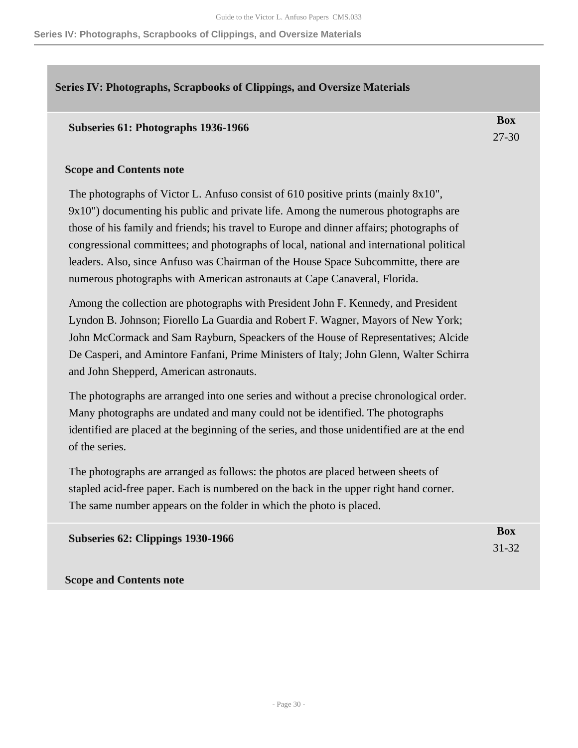## Series IV: Photographs, Scrapbooks of Clippings, and Oversize Materials

### Subseries 61: Photographs 1936-1966

**Box** 27-30

**Scope and Contents note**

The photographs of Victor L. Anfuso consist of 610 positive prints (mainly 8x10", 9x10") documenting his public and private life. Among the numerous photographs are those of his family and friends; his travel to Europe and dinner affairs; photographs of congressional committees; and photographs of local, national and international political leaders. Also, since Anfuso was Chairman of the House Space Subcommitte, there are numerous photographs with American astronauts at Cape Canaveral, Florida.

Among the collection are photographs with President John F. Kennedy, and President Lyndon B. Johnson; Fiorello La Guardia and Robert F. Wagner, Mayors of New York; John McCormack and Sam Rayburn, Speackers of the House of Representatives; Alcide De Casperi, and Amintore Fanfani, Prime Ministers of Italy; John Glenn, Walter Schirra and John Shepperd, American astronauts.

The photographs are arranged into one series and without a precise chronological order. Many photographs are undated and many could not be identified. The photographs identified are placed at the beginning of the series, and those unidentified are at the end of the series.

The photographs are arranged as follows: the photos are placed between sheets of stapled acid-free paper. Each is numbered on the back in the upper right hand corner. The same number appears on the folder in which the photo is placed.

### Subseries 62: Clippings 1930-1966

**Box** 31-32

**Scope and Contents note**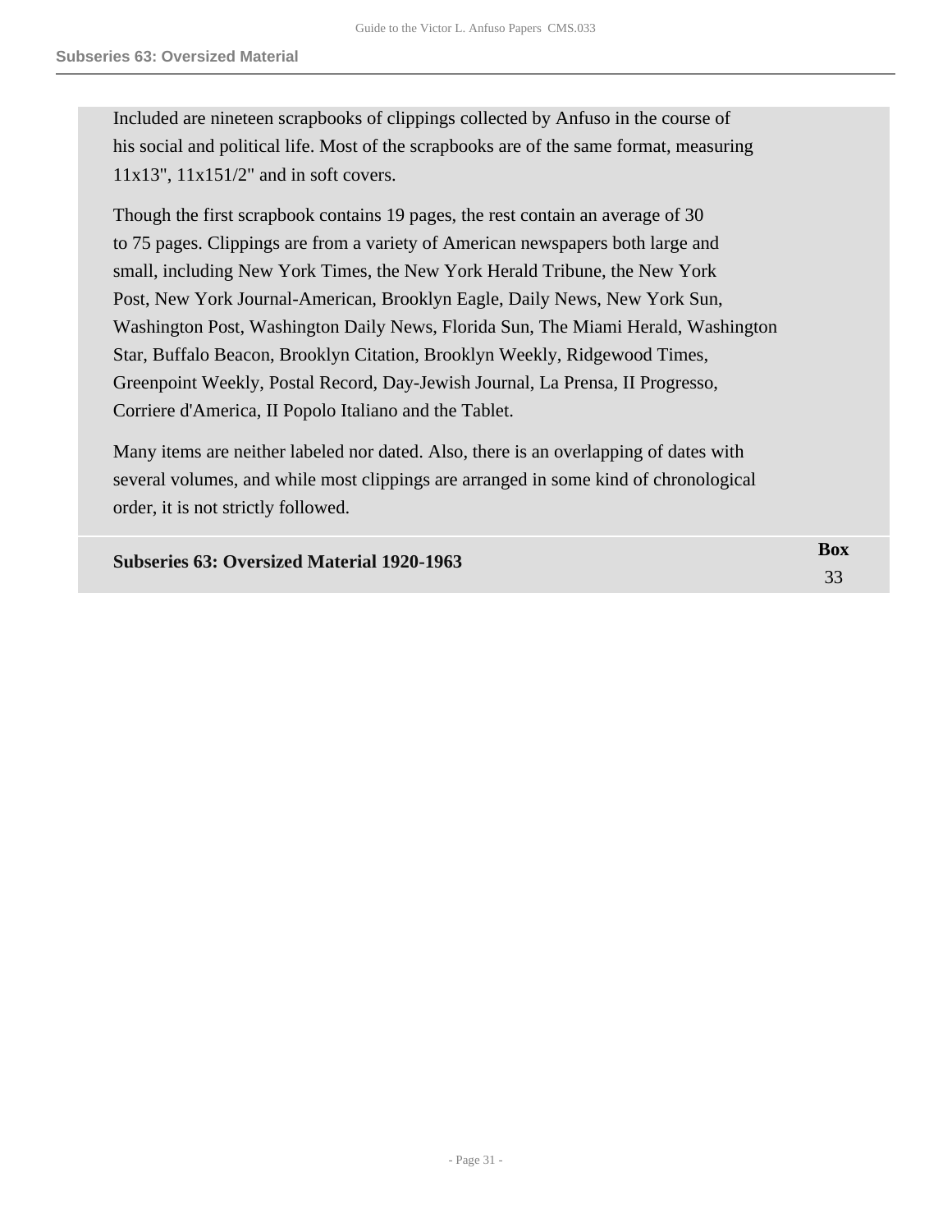Included are nineteen scrapbooks of clippings collected by Anfuso in the course of his social and political life. Most of the scrapbooks are of the same format, measuring 11x13", 11x151/2" and in soft covers.

Though the first scrapbook contains 19 pages, the rest contain an average of 30 to 75 pages. Clippings are from a variety of American newspapers both large and small, including New York Times, the New York Herald Tribune, the New York Post, New York Journal-American, Brooklyn Eagle, Daily News, New York Sun, Washington Post, Washington Daily News, Florida Sun, The Miami Herald, Washington Star, Buffalo Beacon, Brooklyn Citation, Brooklyn Weekly, Ridgewood Times, Greenpoint Weekly, Postal Record, Day-Jewish Journal, La Prensa, II Progresso, Corriere d'America, II Popolo Italiano and the Tablet.

Many items are neither labeled nor dated. Also, there is an overlapping of dates with several volumes, and while most clippings are arranged in some kind of chronological order, it is not strictly followed.

| | Box |
|---|---|
| **Subseries 63: Oversized Material 1920-1963** | 33 |